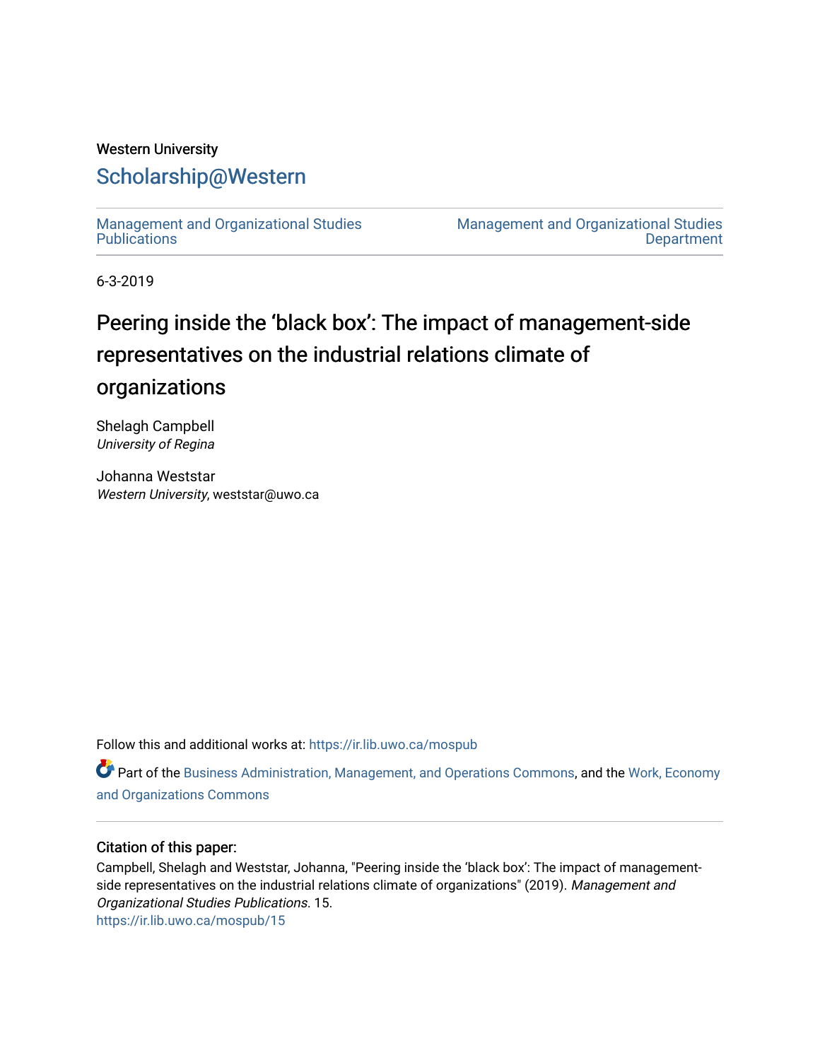Western University

# Scholarship@Western

Management and Organizational Studies Publications

Management and Organizational Studies Department

6-3-2019

# Peering inside the 'black box': The impact of management-side representatives on the industrial relations climate of organizations

Shelagh Campbell
*University of Regina*

Johanna Weststar
*Western University*, weststar@uwo.ca

Follow this and additional works at: https://ir.lib.uwo.ca/mospub

Part of the Business Administration, Management, and Operations Commons, and the Work, Economy and Organizations Commons

### Citation of this paper:

Campbell, Shelagh and Weststar, Johanna, "Peering inside the 'black box': The impact of management-side representatives on the industrial relations climate of organizations" (2019). *Management and Organizational Studies Publications*. 15.
https://ir.lib.uwo.ca/mospub/15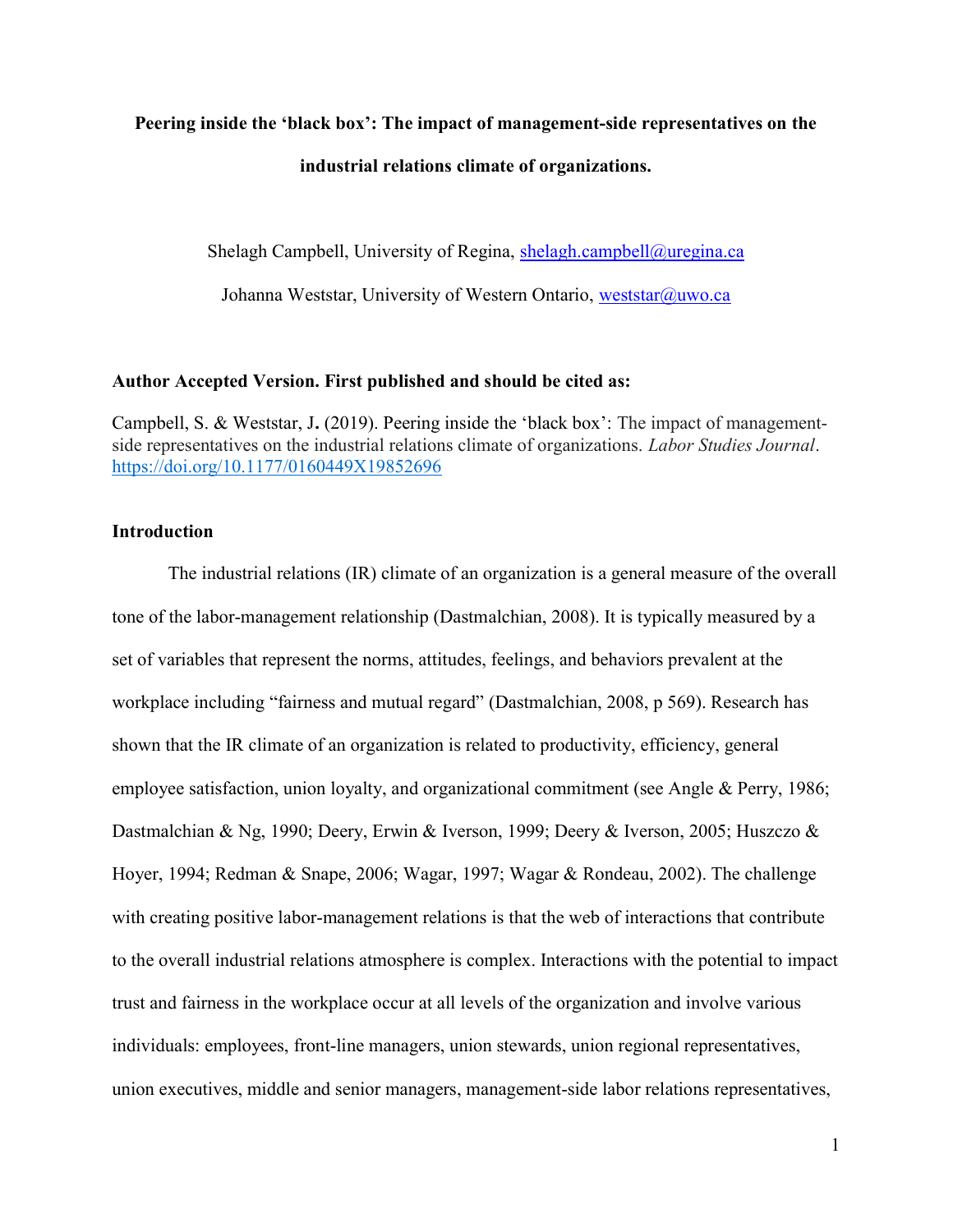**Peering inside the 'black box': The impact of management-side representatives on the industrial relations climate of organizations.**

Shelagh Campbell, University of Regina, shelagh.campbell@uregina.ca

Johanna Weststar, University of Western Ontario, weststar@uwo.ca

**Author Accepted Version. First published and should be cited as:**

Campbell, S. & Weststar, J**.** (2019). Peering inside the 'black box': The impact of management-side representatives on the industrial relations climate of organizations. *Labor Studies Journal*. https://doi.org/10.1177/0160449X19852696

## Introduction

The industrial relations (IR) climate of an organization is a general measure of the overall tone of the labor-management relationship (Dastmalchian, 2008). It is typically measured by a set of variables that represent the norms, attitudes, feelings, and behaviors prevalent at the workplace including "fairness and mutual regard" (Dastmalchian, 2008, p 569). Research has shown that the IR climate of an organization is related to productivity, efficiency, general employee satisfaction, union loyalty, and organizational commitment (see Angle & Perry, 1986; Dastmalchian & Ng, 1990; Deery, Erwin & Iverson, 1999; Deery & Iverson, 2005; Huszczo & Hoyer, 1994; Redman & Snape, 2006; Wagar, 1997; Wagar & Rondeau, 2002). The challenge with creating positive labor-management relations is that the web of interactions that contribute to the overall industrial relations atmosphere is complex. Interactions with the potential to impact trust and fairness in the workplace occur at all levels of the organization and involve various individuals: employees, front-line managers, union stewards, union regional representatives, union executives, middle and senior managers, management-side labor relations representatives,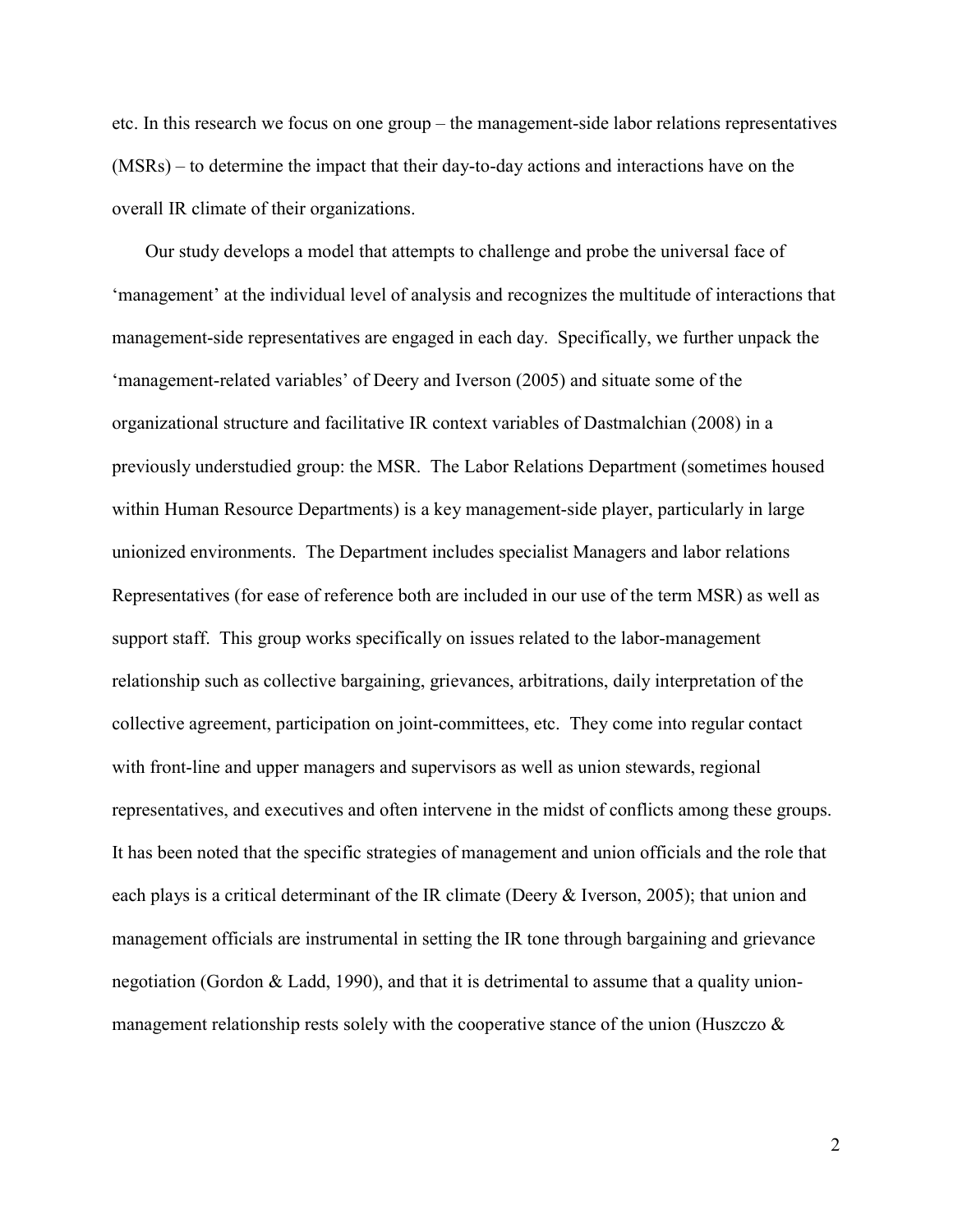etc. In this research we focus on one group – the management-side labor relations representatives (MSRs) – to determine the impact that their day-to-day actions and interactions have on the overall IR climate of their organizations.

Our study develops a model that attempts to challenge and probe the universal face of 'management' at the individual level of analysis and recognizes the multitude of interactions that management-side representatives are engaged in each day. Specifically, we further unpack the 'management-related variables' of Deery and Iverson (2005) and situate some of the organizational structure and facilitative IR context variables of Dastmalchian (2008) in a previously understudied group: the MSR. The Labor Relations Department (sometimes housed within Human Resource Departments) is a key management-side player, particularly in large unionized environments. The Department includes specialist Managers and labor relations Representatives (for ease of reference both are included in our use of the term MSR) as well as support staff. This group works specifically on issues related to the labor-management relationship such as collective bargaining, grievances, arbitrations, daily interpretation of the collective agreement, participation on joint-committees, etc. They come into regular contact with front-line and upper managers and supervisors as well as union stewards, regional representatives, and executives and often intervene in the midst of conflicts among these groups. It has been noted that the specific strategies of management and union officials and the role that each plays is a critical determinant of the IR climate (Deery & Iverson, 2005); that union and management officials are instrumental in setting the IR tone through bargaining and grievance negotiation (Gordon & Ladd, 1990), and that it is detrimental to assume that a quality union-management relationship rests solely with the cooperative stance of the union (Huszczo &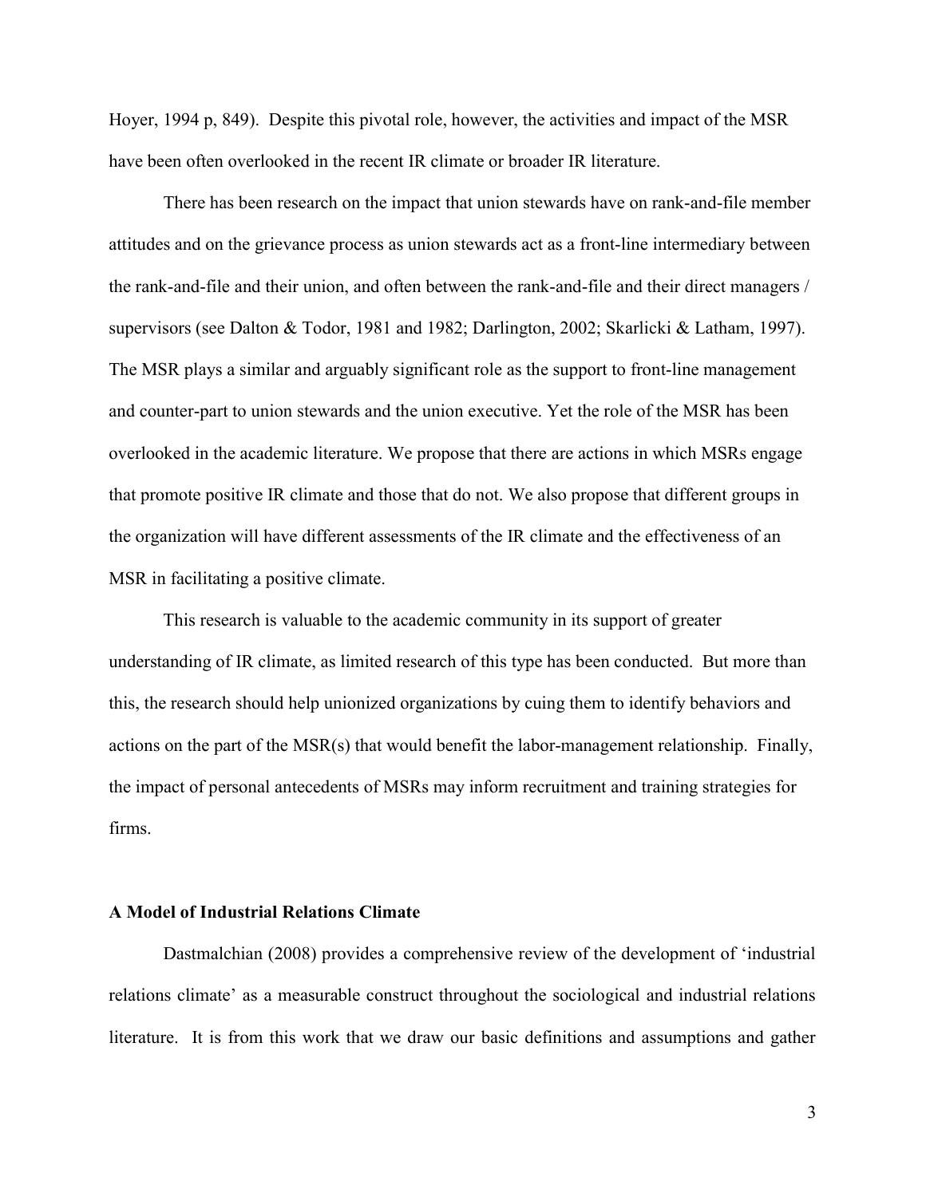Hoyer, 1994 p, 849). Despite this pivotal role, however, the activities and impact of the MSR have been often overlooked in the recent IR climate or broader IR literature.

There has been research on the impact that union stewards have on rank-and-file member attitudes and on the grievance process as union stewards act as a front-line intermediary between the rank-and-file and their union, and often between the rank-and-file and their direct managers / supervisors (see Dalton & Todor, 1981 and 1982; Darlington, 2002; Skarlicki & Latham, 1997). The MSR plays a similar and arguably significant role as the support to front-line management and counter-part to union stewards and the union executive. Yet the role of the MSR has been overlooked in the academic literature. We propose that there are actions in which MSRs engage that promote positive IR climate and those that do not. We also propose that different groups in the organization will have different assessments of the IR climate and the effectiveness of an MSR in facilitating a positive climate.

This research is valuable to the academic community in its support of greater understanding of IR climate, as limited research of this type has been conducted. But more than this, the research should help unionized organizations by cuing them to identify behaviors and actions on the part of the MSR(s) that would benefit the labor-management relationship. Finally, the impact of personal antecedents of MSRs may inform recruitment and training strategies for firms.

**A Model of Industrial Relations Climate**

Dastmalchian (2008) provides a comprehensive review of the development of 'industrial relations climate' as a measurable construct throughout the sociological and industrial relations literature. It is from this work that we draw our basic definitions and assumptions and gather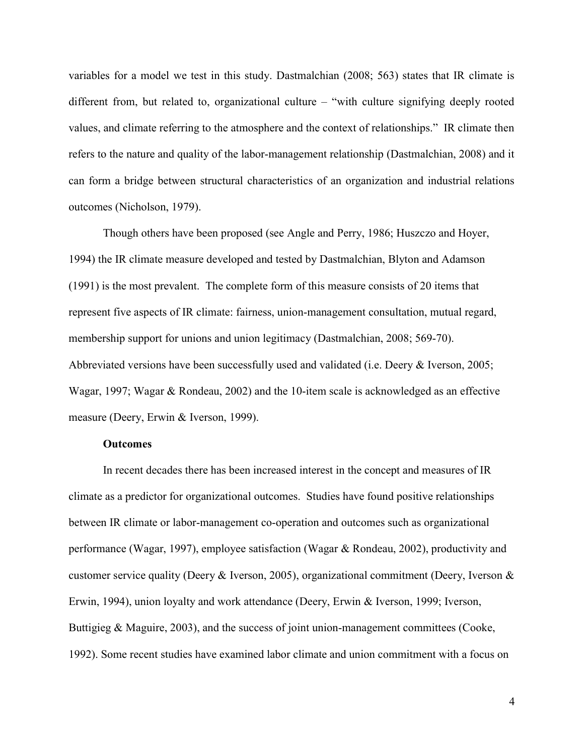variables for a model we test in this study. Dastmalchian (2008; 563) states that IR climate is different from, but related to, organizational culture – "with culture signifying deeply rooted values, and climate referring to the atmosphere and the context of relationships." IR climate then refers to the nature and quality of the labor-management relationship (Dastmalchian, 2008) and it can form a bridge between structural characteristics of an organization and industrial relations outcomes (Nicholson, 1979).

Though others have been proposed (see Angle and Perry, 1986; Huszczo and Hoyer, 1994) the IR climate measure developed and tested by Dastmalchian, Blyton and Adamson (1991) is the most prevalent. The complete form of this measure consists of 20 items that represent five aspects of IR climate: fairness, union-management consultation, mutual regard, membership support for unions and union legitimacy (Dastmalchian, 2008; 569-70). Abbreviated versions have been successfully used and validated (i.e. Deery & Iverson, 2005; Wagar, 1997; Wagar & Rondeau, 2002) and the 10-item scale is acknowledged as an effective measure (Deery, Erwin & Iverson, 1999).

**Outcomes**

In recent decades there has been increased interest in the concept and measures of IR climate as a predictor for organizational outcomes. Studies have found positive relationships between IR climate or labor-management co-operation and outcomes such as organizational performance (Wagar, 1997), employee satisfaction (Wagar & Rondeau, 2002), productivity and customer service quality (Deery & Iverson, 2005), organizational commitment (Deery, Iverson & Erwin, 1994), union loyalty and work attendance (Deery, Erwin & Iverson, 1999; Iverson, Buttigieg & Maguire, 2003), and the success of joint union-management committees (Cooke, 1992). Some recent studies have examined labor climate and union commitment with a focus on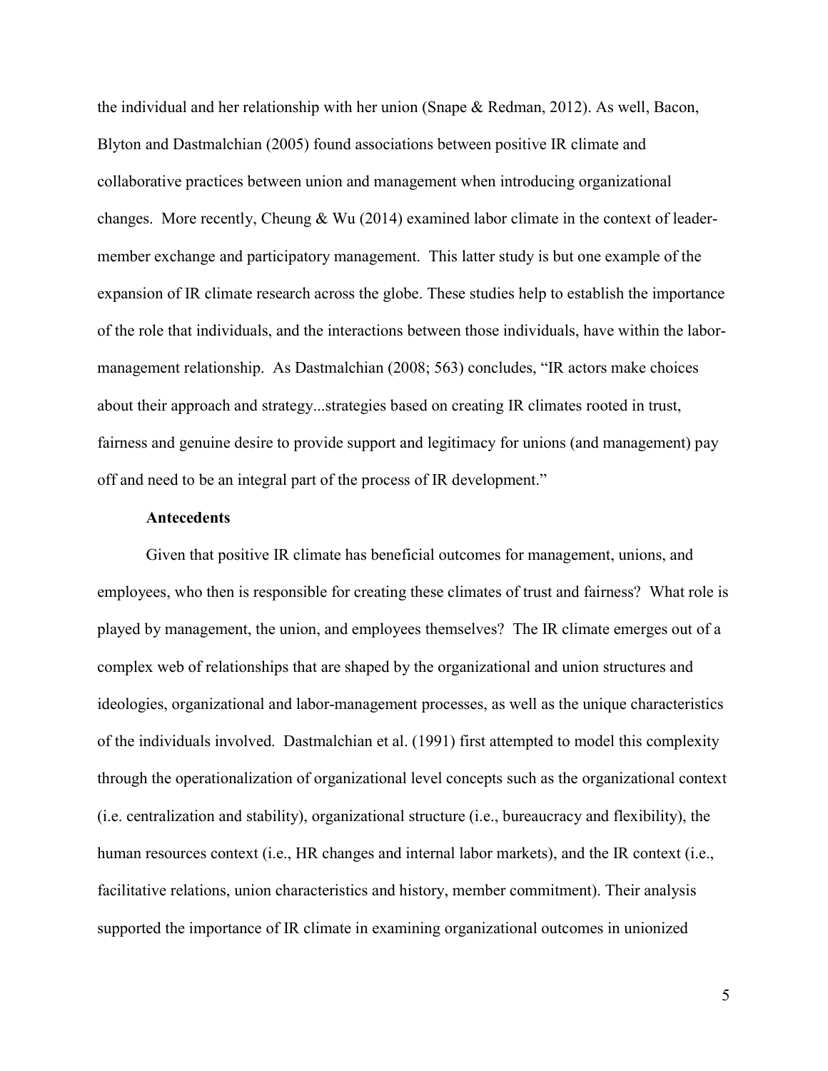the individual and her relationship with her union (Snape & Redman, 2012). As well, Bacon, Blyton and Dastmalchian (2005) found associations between positive IR climate and collaborative practices between union and management when introducing organizational changes. More recently, Cheung & Wu (2014) examined labor climate in the context of leader-member exchange and participatory management. This latter study is but one example of the expansion of IR climate research across the globe. These studies help to establish the importance of the role that individuals, and the interactions between those individuals, have within the labor-management relationship. As Dastmalchian (2008; 563) concludes, "IR actors make choices about their approach and strategy...strategies based on creating IR climates rooted in trust, fairness and genuine desire to provide support and legitimacy for unions (and management) pay off and need to be an integral part of the process of IR development."

### Antecedents

Given that positive IR climate has beneficial outcomes for management, unions, and employees, who then is responsible for creating these climates of trust and fairness? What role is played by management, the union, and employees themselves? The IR climate emerges out of a complex web of relationships that are shaped by the organizational and union structures and ideologies, organizational and labor-management processes, as well as the unique characteristics of the individuals involved. Dastmalchian et al. (1991) first attempted to model this complexity through the operationalization of organizational level concepts such as the organizational context (i.e. centralization and stability), organizational structure (i.e., bureaucracy and flexibility), the human resources context (i.e., HR changes and internal labor markets), and the IR context (i.e., facilitative relations, union characteristics and history, member commitment). Their analysis supported the importance of IR climate in examining organizational outcomes in unionized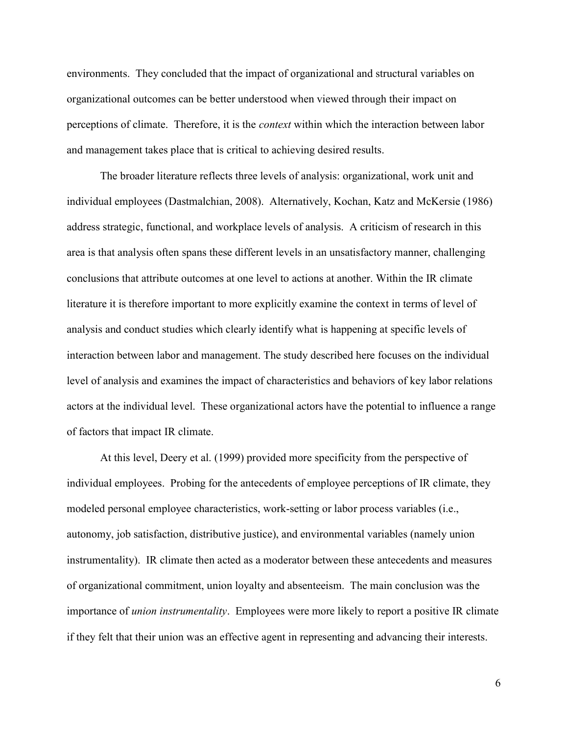environments. They concluded that the impact of organizational and structural variables on organizational outcomes can be better understood when viewed through their impact on perceptions of climate. Therefore, it is the *context* within which the interaction between labor and management takes place that is critical to achieving desired results.

The broader literature reflects three levels of analysis: organizational, work unit and individual employees (Dastmalchian, 2008). Alternatively, Kochan, Katz and McKersie (1986) address strategic, functional, and workplace levels of analysis. A criticism of research in this area is that analysis often spans these different levels in an unsatisfactory manner, challenging conclusions that attribute outcomes at one level to actions at another. Within the IR climate literature it is therefore important to more explicitly examine the context in terms of level of analysis and conduct studies which clearly identify what is happening at specific levels of interaction between labor and management. The study described here focuses on the individual level of analysis and examines the impact of characteristics and behaviors of key labor relations actors at the individual level. These organizational actors have the potential to influence a range of factors that impact IR climate.

At this level, Deery et al. (1999) provided more specificity from the perspective of individual employees. Probing for the antecedents of employee perceptions of IR climate, they modeled personal employee characteristics, work-setting or labor process variables (i.e., autonomy, job satisfaction, distributive justice), and environmental variables (namely union instrumentality). IR climate then acted as a moderator between these antecedents and measures of organizational commitment, union loyalty and absenteeism. The main conclusion was the importance of *union instrumentality*. Employees were more likely to report a positive IR climate if they felt that their union was an effective agent in representing and advancing their interests.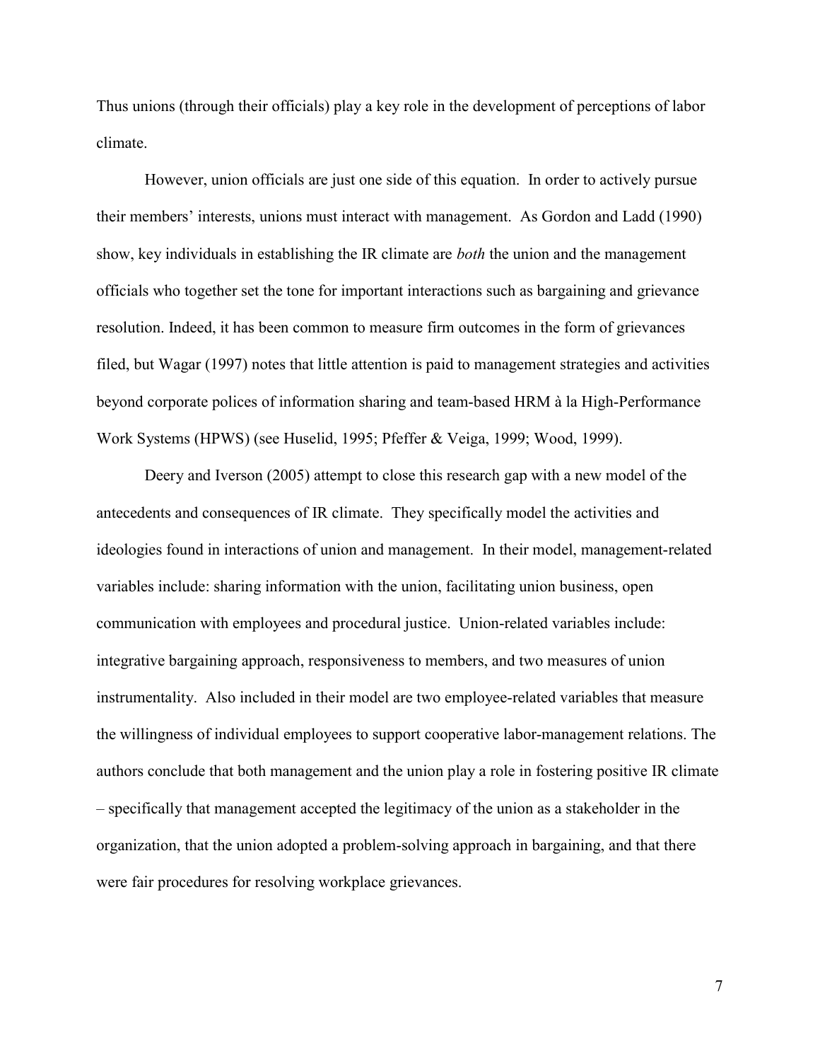Thus unions (through their officials) play a key role in the development of perceptions of labor climate.

However, union officials are just one side of this equation. In order to actively pursue their members' interests, unions must interact with management. As Gordon and Ladd (1990) show, key individuals in establishing the IR climate are *both* the union and the management officials who together set the tone for important interactions such as bargaining and grievance resolution. Indeed, it has been common to measure firm outcomes in the form of grievances filed, but Wagar (1997) notes that little attention is paid to management strategies and activities beyond corporate polices of information sharing and team-based HRM à la High-Performance Work Systems (HPWS) (see Huselid, 1995; Pfeffer & Veiga, 1999; Wood, 1999).

Deery and Iverson (2005) attempt to close this research gap with a new model of the antecedents and consequences of IR climate. They specifically model the activities and ideologies found in interactions of union and management. In their model, management-related variables include: sharing information with the union, facilitating union business, open communication with employees and procedural justice. Union-related variables include: integrative bargaining approach, responsiveness to members, and two measures of union instrumentality. Also included in their model are two employee-related variables that measure the willingness of individual employees to support cooperative labor-management relations. The authors conclude that both management and the union play a role in fostering positive IR climate – specifically that management accepted the legitimacy of the union as a stakeholder in the organization, that the union adopted a problem-solving approach in bargaining, and that there were fair procedures for resolving workplace grievances.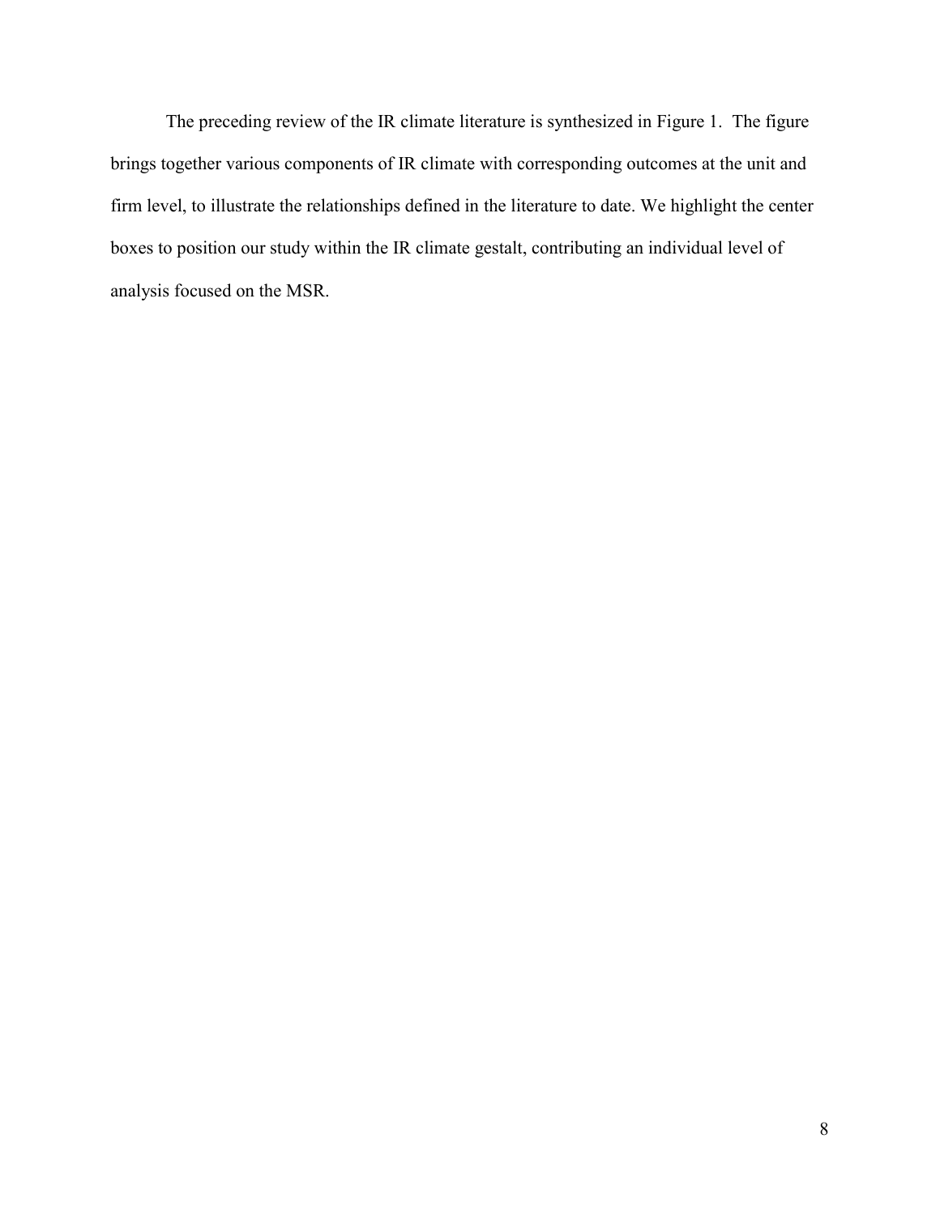The preceding review of the IR climate literature is synthesized in Figure 1. The figure brings together various components of IR climate with corresponding outcomes at the unit and firm level, to illustrate the relationships defined in the literature to date. We highlight the center boxes to position our study within the IR climate gestalt, contributing an individual level of analysis focused on the MSR.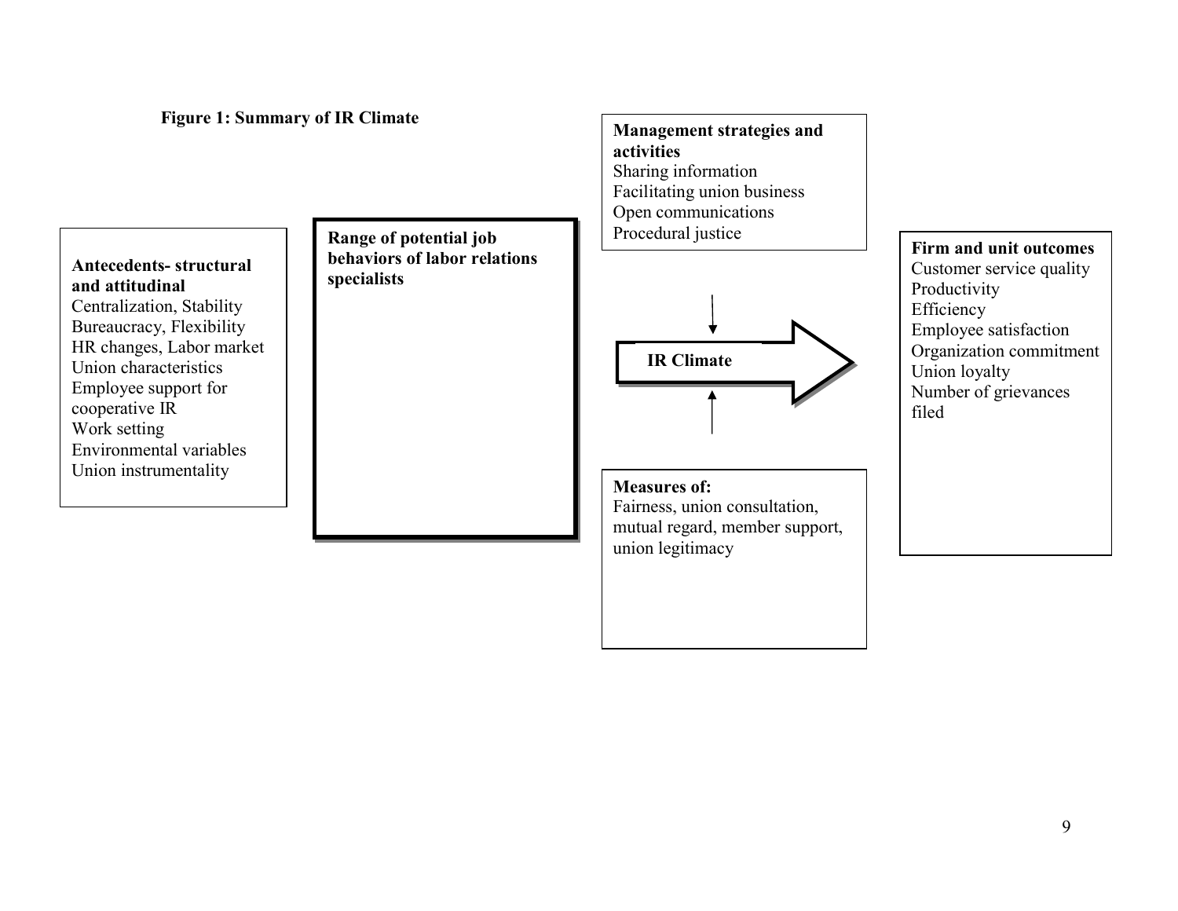**Figure 1: Summary of IR Climate**

**Antecedents- structural and attitudinal**
Centralization, Stability
Bureaucracy, Flexibility
HR changes, Labor market
Union characteristics
Employee support for cooperative IR
Work setting
Environmental variables
Union instrumentality

**Range of potential job behaviors of labor relations specialists**

**Management strategies and activities**
Sharing information
Facilitating union business
Open communications
Procedural justice

**IR Climate**

**Measures of:**
Fairness, union consultation, mutual regard, member support, union legitimacy

**Firm and unit outcomes**
Customer service quality
Productivity
Efficiency
Employee satisfaction
Organization commitment
Union loyalty
Number of grievances filed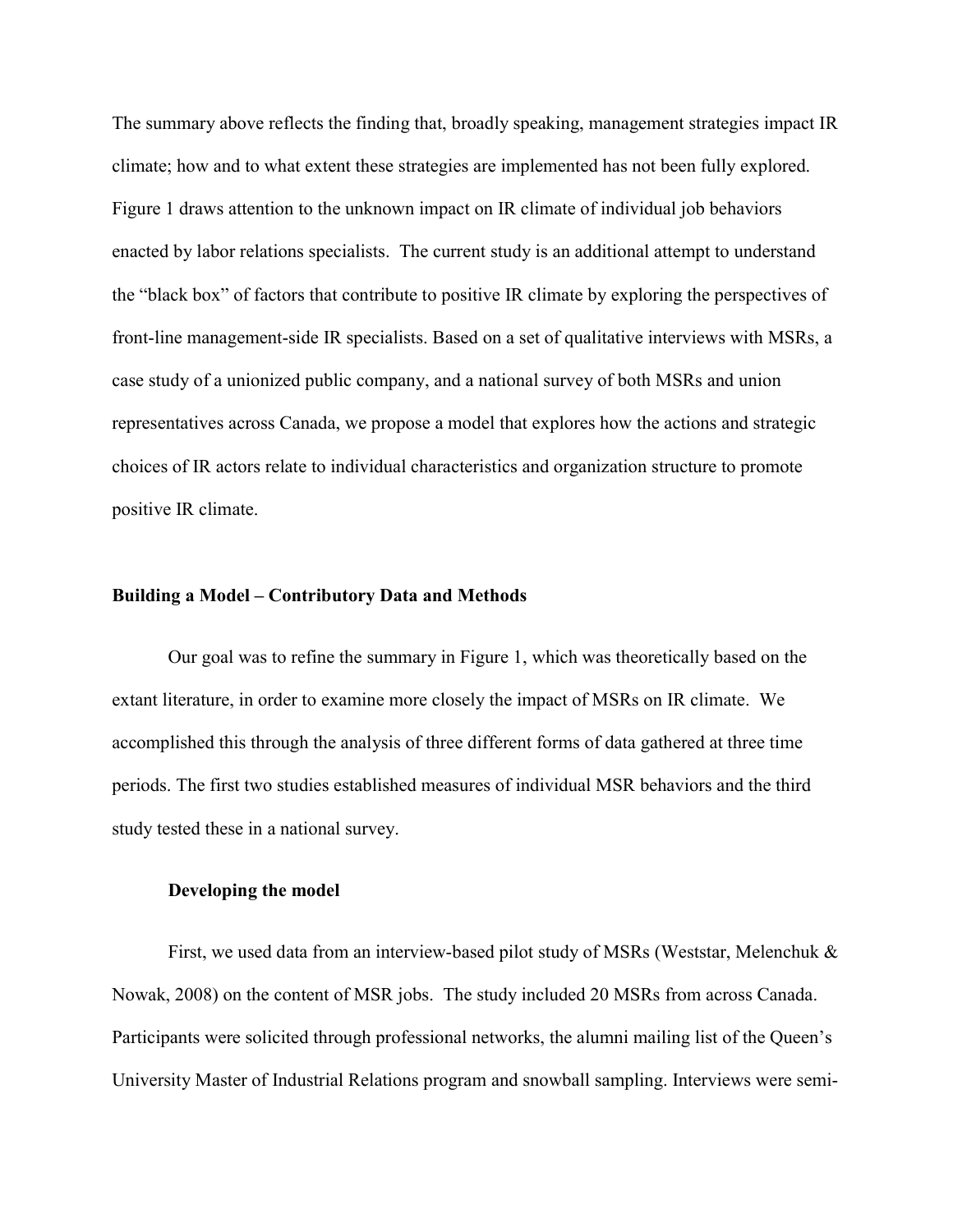The summary above reflects the finding that, broadly speaking, management strategies impact IR climate; how and to what extent these strategies are implemented has not been fully explored. Figure 1 draws attention to the unknown impact on IR climate of individual job behaviors enacted by labor relations specialists. The current study is an additional attempt to understand the "black box" of factors that contribute to positive IR climate by exploring the perspectives of front-line management-side IR specialists. Based on a set of qualitative interviews with MSRs, a case study of a unionized public company, and a national survey of both MSRs and union representatives across Canada, we propose a model that explores how the actions and strategic choices of IR actors relate to individual characteristics and organization structure to promote positive IR climate.

## Building a Model – Contributory Data and Methods

Our goal was to refine the summary in Figure 1, which was theoretically based on the extant literature, in order to examine more closely the impact of MSRs on IR climate. We accomplished this through the analysis of three different forms of data gathered at three time periods. The first two studies established measures of individual MSR behaviors and the third study tested these in a national survey.

### Developing the model

First, we used data from an interview-based pilot study of MSRs (Weststar, Melenchuk & Nowak, 2008) on the content of MSR jobs. The study included 20 MSRs from across Canada. Participants were solicited through professional networks, the alumni mailing list of the Queen's University Master of Industrial Relations program and snowball sampling. Interviews were semi-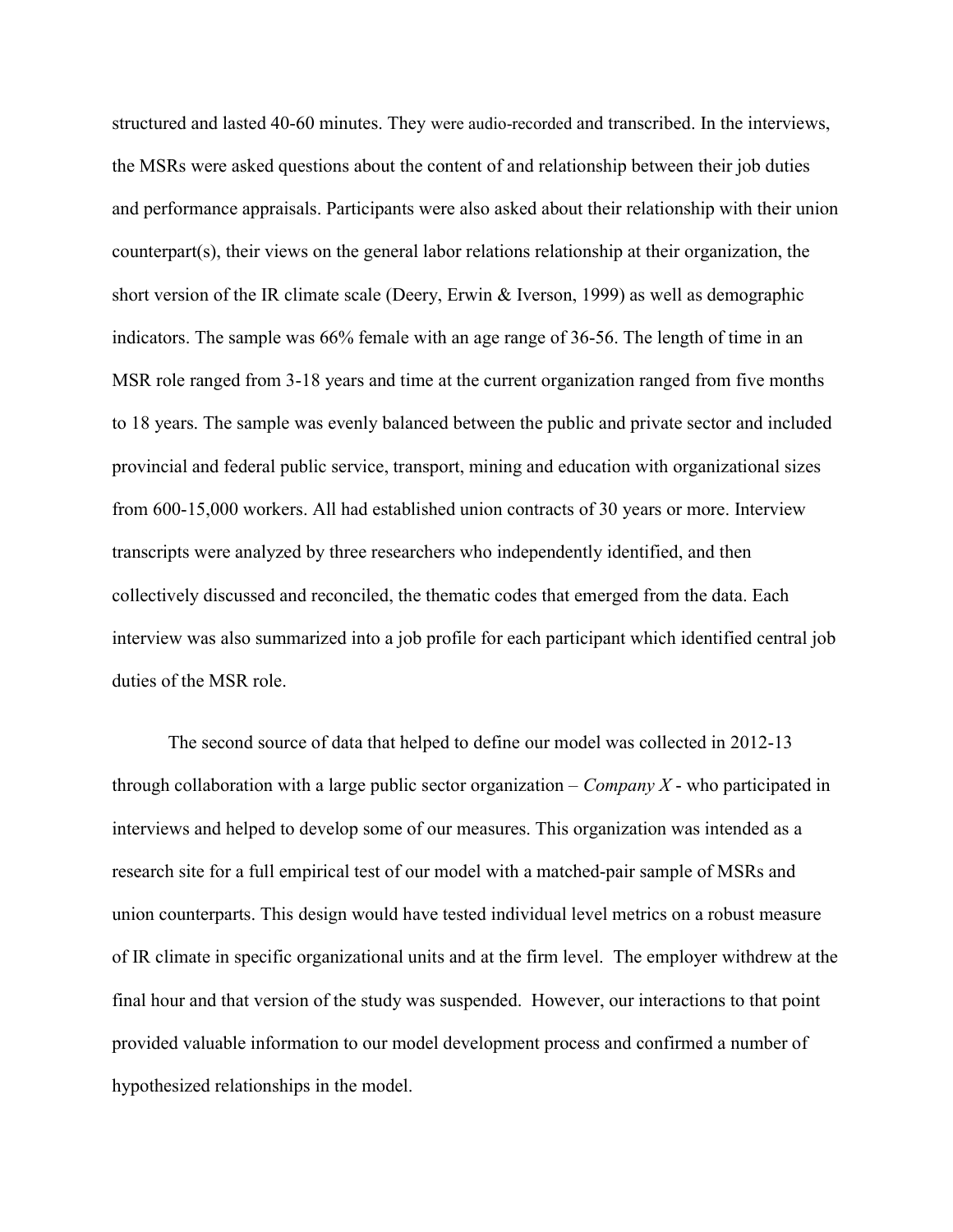structured and lasted 40-60 minutes. They were audio-recorded and transcribed. In the interviews, the MSRs were asked questions about the content of and relationship between their job duties and performance appraisals. Participants were also asked about their relationship with their union counterpart(s), their views on the general labor relations relationship at their organization, the short version of the IR climate scale (Deery, Erwin & Iverson, 1999) as well as demographic indicators. The sample was 66% female with an age range of 36-56. The length of time in an MSR role ranged from 3-18 years and time at the current organization ranged from five months to 18 years. The sample was evenly balanced between the public and private sector and included provincial and federal public service, transport, mining and education with organizational sizes from 600-15,000 workers. All had established union contracts of 30 years or more. Interview transcripts were analyzed by three researchers who independently identified, and then collectively discussed and reconciled, the thematic codes that emerged from the data. Each interview was also summarized into a job profile for each participant which identified central job duties of the MSR role.

The second source of data that helped to define our model was collected in 2012-13 through collaboration with a large public sector organization – *Company X* - who participated in interviews and helped to develop some of our measures. This organization was intended as a research site for a full empirical test of our model with a matched-pair sample of MSRs and union counterparts. This design would have tested individual level metrics on a robust measure of IR climate in specific organizational units and at the firm level. The employer withdrew at the final hour and that version of the study was suspended. However, our interactions to that point provided valuable information to our model development process and confirmed a number of hypothesized relationships in the model.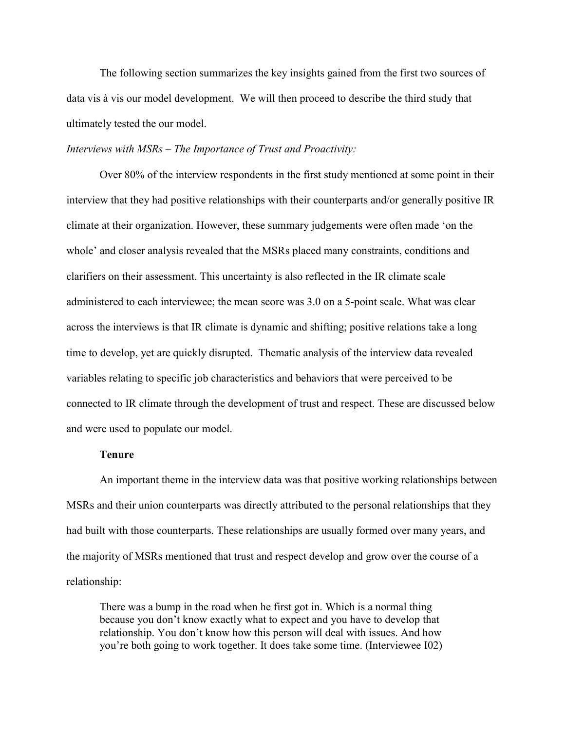The following section summarizes the key insights gained from the first two sources of data vis à vis our model development. We will then proceed to describe the third study that ultimately tested the our model.

*Interviews with MSRs – The Importance of Trust and Proactivity:*

Over 80% of the interview respondents in the first study mentioned at some point in their interview that they had positive relationships with their counterparts and/or generally positive IR climate at their organization. However, these summary judgements were often made 'on the whole' and closer analysis revealed that the MSRs placed many constraints, conditions and clarifiers on their assessment. This uncertainty is also reflected in the IR climate scale administered to each interviewee; the mean score was 3.0 on a 5-point scale. What was clear across the interviews is that IR climate is dynamic and shifting; positive relations take a long time to develop, yet are quickly disrupted. Thematic analysis of the interview data revealed variables relating to specific job characteristics and behaviors that were perceived to be connected to IR climate through the development of trust and respect. These are discussed below and were used to populate our model.

**Tenure**

An important theme in the interview data was that positive working relationships between MSRs and their union counterparts was directly attributed to the personal relationships that they had built with those counterparts. These relationships are usually formed over many years, and the majority of MSRs mentioned that trust and respect develop and grow over the course of a relationship:

> There was a bump in the road when he first got in. Which is a normal thing because you don't know exactly what to expect and you have to develop that relationship. You don't know how this person will deal with issues. And how you're both going to work together. It does take some time. (Interviewee I02)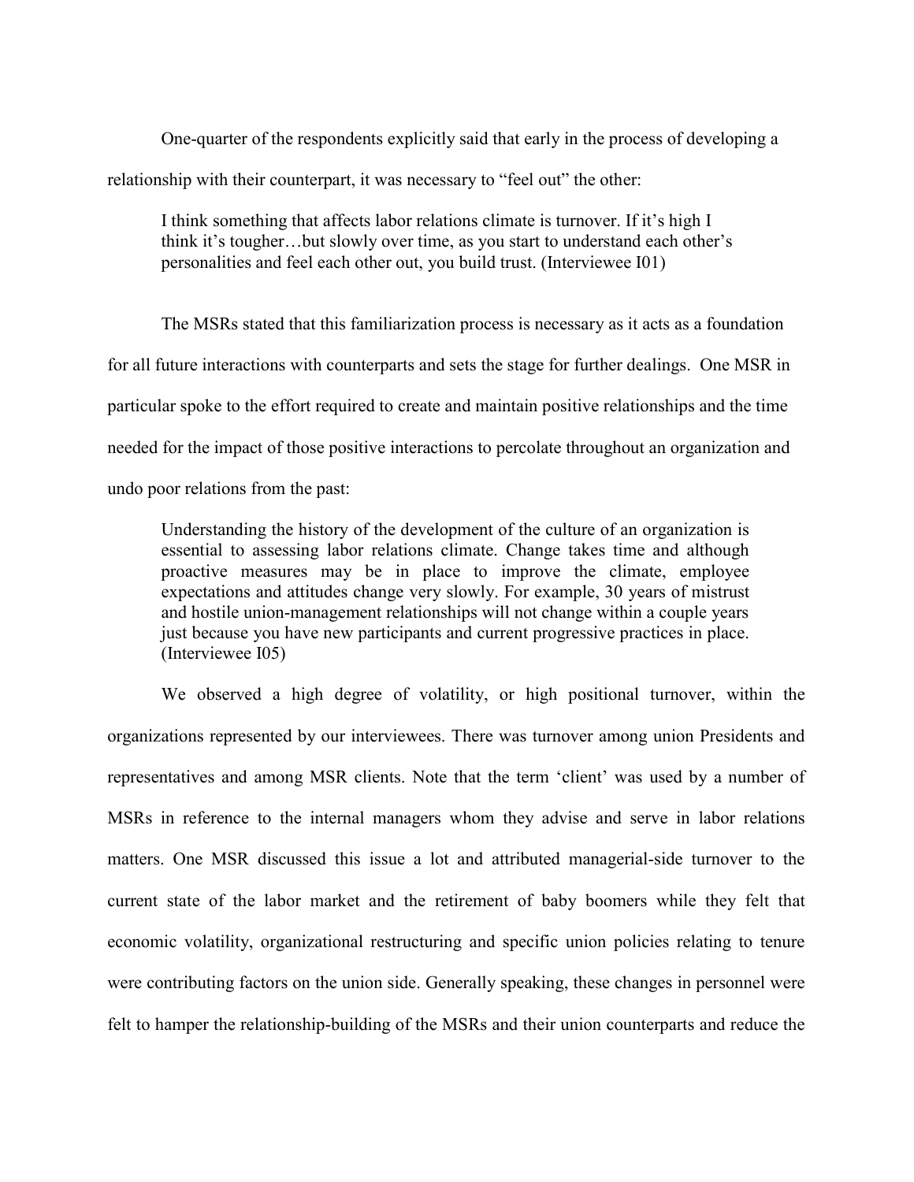One-quarter of the respondents explicitly said that early in the process of developing a relationship with their counterpart, it was necessary to "feel out" the other:

> I think something that affects labor relations climate is turnover. If it's high I think it's tougher…but slowly over time, as you start to understand each other's personalities and feel each other out, you build trust. (Interviewee I01)

The MSRs stated that this familiarization process is necessary as it acts as a foundation for all future interactions with counterparts and sets the stage for further dealings. One MSR in particular spoke to the effort required to create and maintain positive relationships and the time needed for the impact of those positive interactions to percolate throughout an organization and undo poor relations from the past:

> Understanding the history of the development of the culture of an organization is essential to assessing labor relations climate. Change takes time and although proactive measures may be in place to improve the climate, employee expectations and attitudes change very slowly. For example, 30 years of mistrust and hostile union-management relationships will not change within a couple years just because you have new participants and current progressive practices in place. (Interviewee I05)

We observed a high degree of volatility, or high positional turnover, within the organizations represented by our interviewees. There was turnover among union Presidents and representatives and among MSR clients. Note that the term 'client' was used by a number of MSRs in reference to the internal managers whom they advise and serve in labor relations matters. One MSR discussed this issue a lot and attributed managerial-side turnover to the current state of the labor market and the retirement of baby boomers while they felt that economic volatility, organizational restructuring and specific union policies relating to tenure were contributing factors on the union side. Generally speaking, these changes in personnel were felt to hamper the relationship-building of the MSRs and their union counterparts and reduce the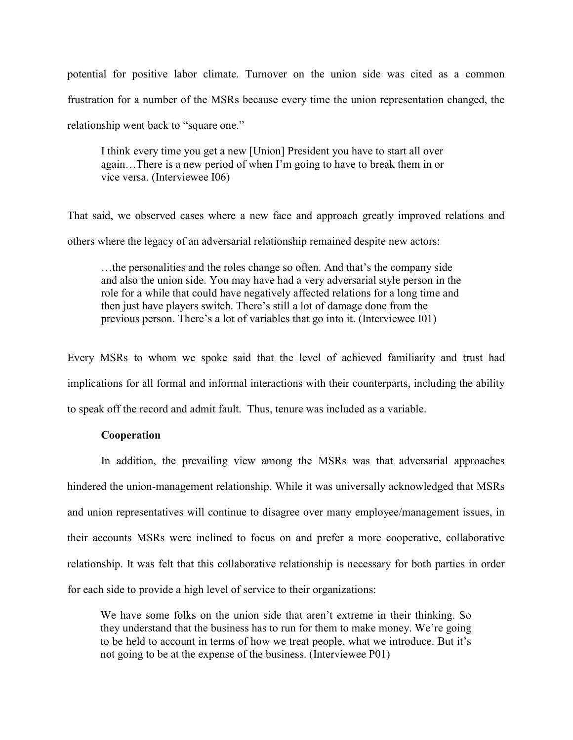potential for positive labor climate. Turnover on the union side was cited as a common frustration for a number of the MSRs because every time the union representation changed, the relationship went back to "square one."

> I think every time you get a new [Union] President you have to start all over again…There is a new period of when I'm going to have to break them in or vice versa. (Interviewee I06)

That said, we observed cases where a new face and approach greatly improved relations and others where the legacy of an adversarial relationship remained despite new actors:

> …the personalities and the roles change so often. And that's the company side and also the union side. You may have had a very adversarial style person in the role for a while that could have negatively affected relations for a long time and then just have players switch. There's still a lot of damage done from the previous person. There's a lot of variables that go into it. (Interviewee I01)

Every MSRs to whom we spoke said that the level of achieved familiarity and trust had implications for all formal and informal interactions with their counterparts, including the ability to speak off the record and admit fault. Thus, tenure was included as a variable.

**Cooperation**

In addition, the prevailing view among the MSRs was that adversarial approaches hindered the union-management relationship. While it was universally acknowledged that MSRs and union representatives will continue to disagree over many employee/management issues, in their accounts MSRs were inclined to focus on and prefer a more cooperative, collaborative relationship. It was felt that this collaborative relationship is necessary for both parties in order for each side to provide a high level of service to their organizations:

> We have some folks on the union side that aren't extreme in their thinking. So they understand that the business has to run for them to make money. We're going to be held to account in terms of how we treat people, what we introduce. But it's not going to be at the expense of the business. (Interviewee P01)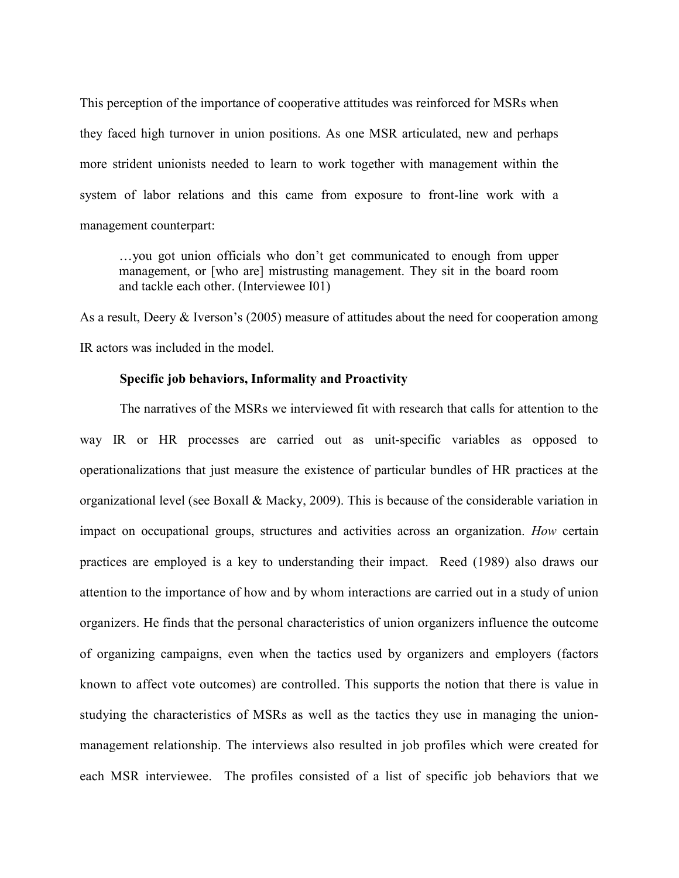This perception of the importance of cooperative attitudes was reinforced for MSRs when they faced high turnover in union positions. As one MSR articulated, new and perhaps more strident unionists needed to learn to work together with management within the system of labor relations and this came from exposure to front-line work with a management counterpart:

> …you got union officials who don't get communicated to enough from upper management, or [who are] mistrusting management. They sit in the board room and tackle each other. (Interviewee I01)

As a result, Deery & Iverson's (2005) measure of attitudes about the need for cooperation among IR actors was included in the model.

**Specific job behaviors, Informality and Proactivity**

The narratives of the MSRs we interviewed fit with research that calls for attention to the way IR or HR processes are carried out as unit-specific variables as opposed to operationalizations that just measure the existence of particular bundles of HR practices at the organizational level (see Boxall & Macky, 2009). This is because of the considerable variation in impact on occupational groups, structures and activities across an organization. *How* certain practices are employed is a key to understanding their impact. Reed (1989) also draws our attention to the importance of how and by whom interactions are carried out in a study of union organizers. He finds that the personal characteristics of union organizers influence the outcome of organizing campaigns, even when the tactics used by organizers and employers (factors known to affect vote outcomes) are controlled. This supports the notion that there is value in studying the characteristics of MSRs as well as the tactics they use in managing the union-management relationship. The interviews also resulted in job profiles which were created for each MSR interviewee. The profiles consisted of a list of specific job behaviors that we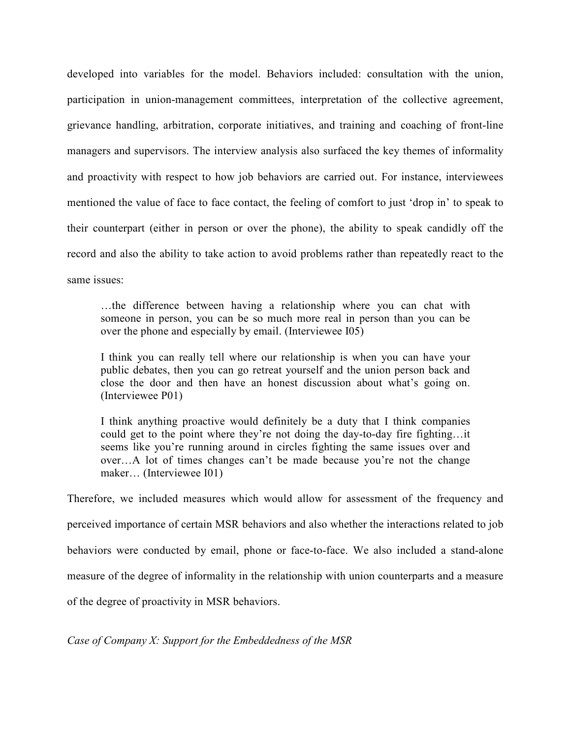developed into variables for the model. Behaviors included: consultation with the union, participation in union-management committees, interpretation of the collective agreement, grievance handling, arbitration, corporate initiatives, and training and coaching of front-line managers and supervisors. The interview analysis also surfaced the key themes of informality and proactivity with respect to how job behaviors are carried out. For instance, interviewees mentioned the value of face to face contact, the feeling of comfort to just 'drop in' to speak to their counterpart (either in person or over the phone), the ability to speak candidly off the record and also the ability to take action to avoid problems rather than repeatedly react to the same issues:

> …the difference between having a relationship where you can chat with someone in person, you can be so much more real in person than you can be over the phone and especially by email. (Interviewee I05)

> I think you can really tell where our relationship is when you can have your public debates, then you can go retreat yourself and the union person back and close the door and then have an honest discussion about what's going on. (Interviewee P01)

> I think anything proactive would definitely be a duty that I think companies could get to the point where they're not doing the day-to-day fire fighting…it seems like you're running around in circles fighting the same issues over and over…A lot of times changes can't be made because you're not the change maker… (Interviewee I01)

Therefore, we included measures which would allow for assessment of the frequency and perceived importance of certain MSR behaviors and also whether the interactions related to job behaviors were conducted by email, phone or face-to-face. We also included a stand-alone measure of the degree of informality in the relationship with union counterparts and a measure of the degree of proactivity in MSR behaviors.

*Case of Company X: Support for the Embeddedness of the MSR*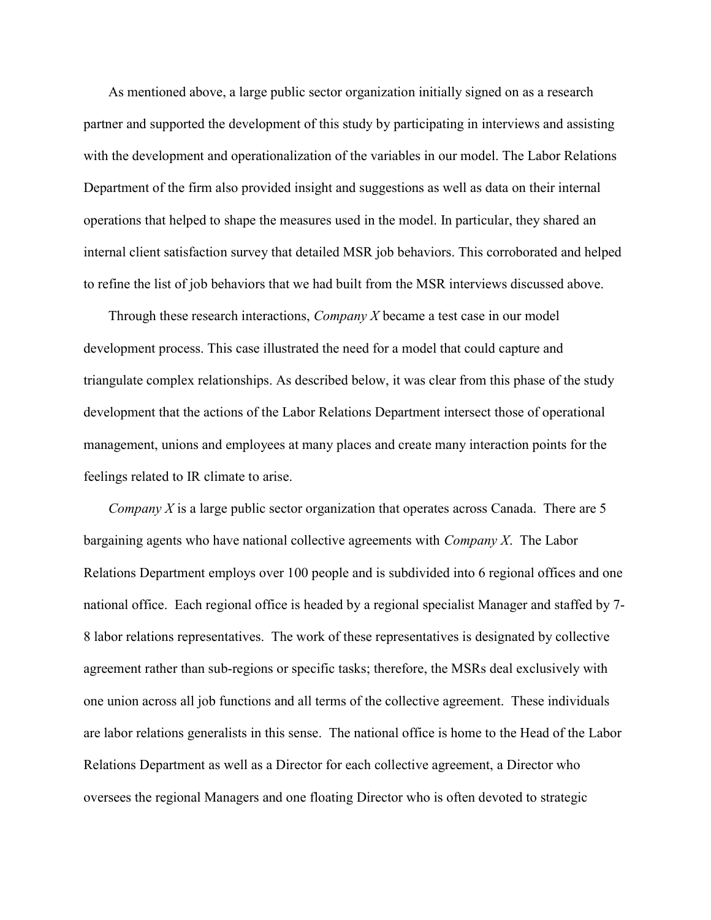As mentioned above, a large public sector organization initially signed on as a research partner and supported the development of this study by participating in interviews and assisting with the development and operationalization of the variables in our model. The Labor Relations Department of the firm also provided insight and suggestions as well as data on their internal operations that helped to shape the measures used in the model. In particular, they shared an internal client satisfaction survey that detailed MSR job behaviors. This corroborated and helped to refine the list of job behaviors that we had built from the MSR interviews discussed above.

Through these research interactions, *Company X* became a test case in our model development process. This case illustrated the need for a model that could capture and triangulate complex relationships. As described below, it was clear from this phase of the study development that the actions of the Labor Relations Department intersect those of operational management, unions and employees at many places and create many interaction points for the feelings related to IR climate to arise.

*Company X* is a large public sector organization that operates across Canada. There are 5 bargaining agents who have national collective agreements with *Company X*. The Labor Relations Department employs over 100 people and is subdivided into 6 regional offices and one national office. Each regional office is headed by a regional specialist Manager and staffed by 7-8 labor relations representatives. The work of these representatives is designated by collective agreement rather than sub-regions or specific tasks; therefore, the MSRs deal exclusively with one union across all job functions and all terms of the collective agreement. These individuals are labor relations generalists in this sense. The national office is home to the Head of the Labor Relations Department as well as a Director for each collective agreement, a Director who oversees the regional Managers and one floating Director who is often devoted to strategic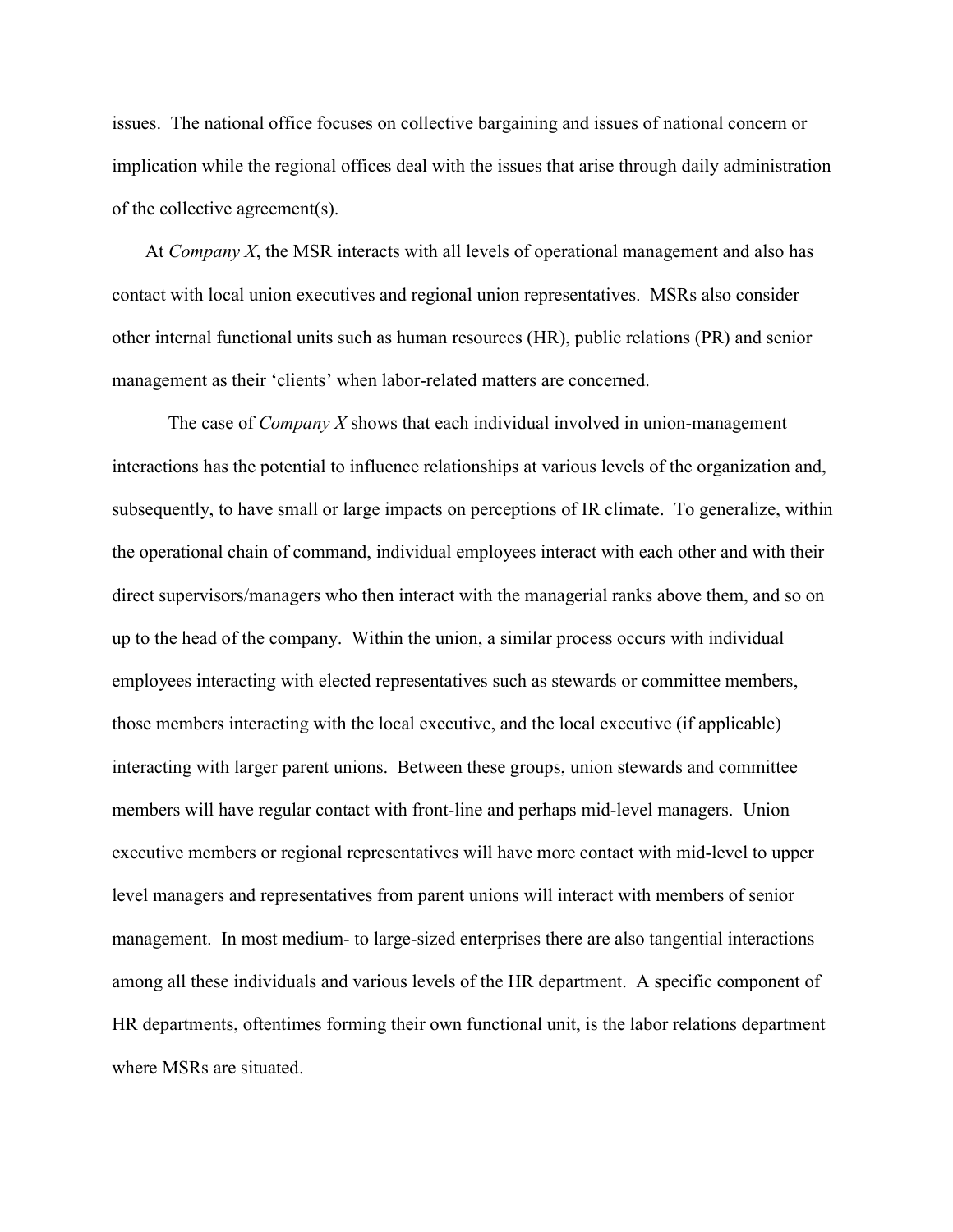issues. The national office focuses on collective bargaining and issues of national concern or implication while the regional offices deal with the issues that arise through daily administration of the collective agreement(s).

At *Company X*, the MSR interacts with all levels of operational management and also has contact with local union executives and regional union representatives. MSRs also consider other internal functional units such as human resources (HR), public relations (PR) and senior management as their 'clients' when labor-related matters are concerned.

The case of *Company X* shows that each individual involved in union-management interactions has the potential to influence relationships at various levels of the organization and, subsequently, to have small or large impacts on perceptions of IR climate. To generalize, within the operational chain of command, individual employees interact with each other and with their direct supervisors/managers who then interact with the managerial ranks above them, and so on up to the head of the company. Within the union, a similar process occurs with individual employees interacting with elected representatives such as stewards or committee members, those members interacting with the local executive, and the local executive (if applicable) interacting with larger parent unions. Between these groups, union stewards and committee members will have regular contact with front-line and perhaps mid-level managers. Union executive members or regional representatives will have more contact with mid-level to upper level managers and representatives from parent unions will interact with members of senior management. In most medium- to large-sized enterprises there are also tangential interactions among all these individuals and various levels of the HR department. A specific component of HR departments, oftentimes forming their own functional unit, is the labor relations department where MSRs are situated.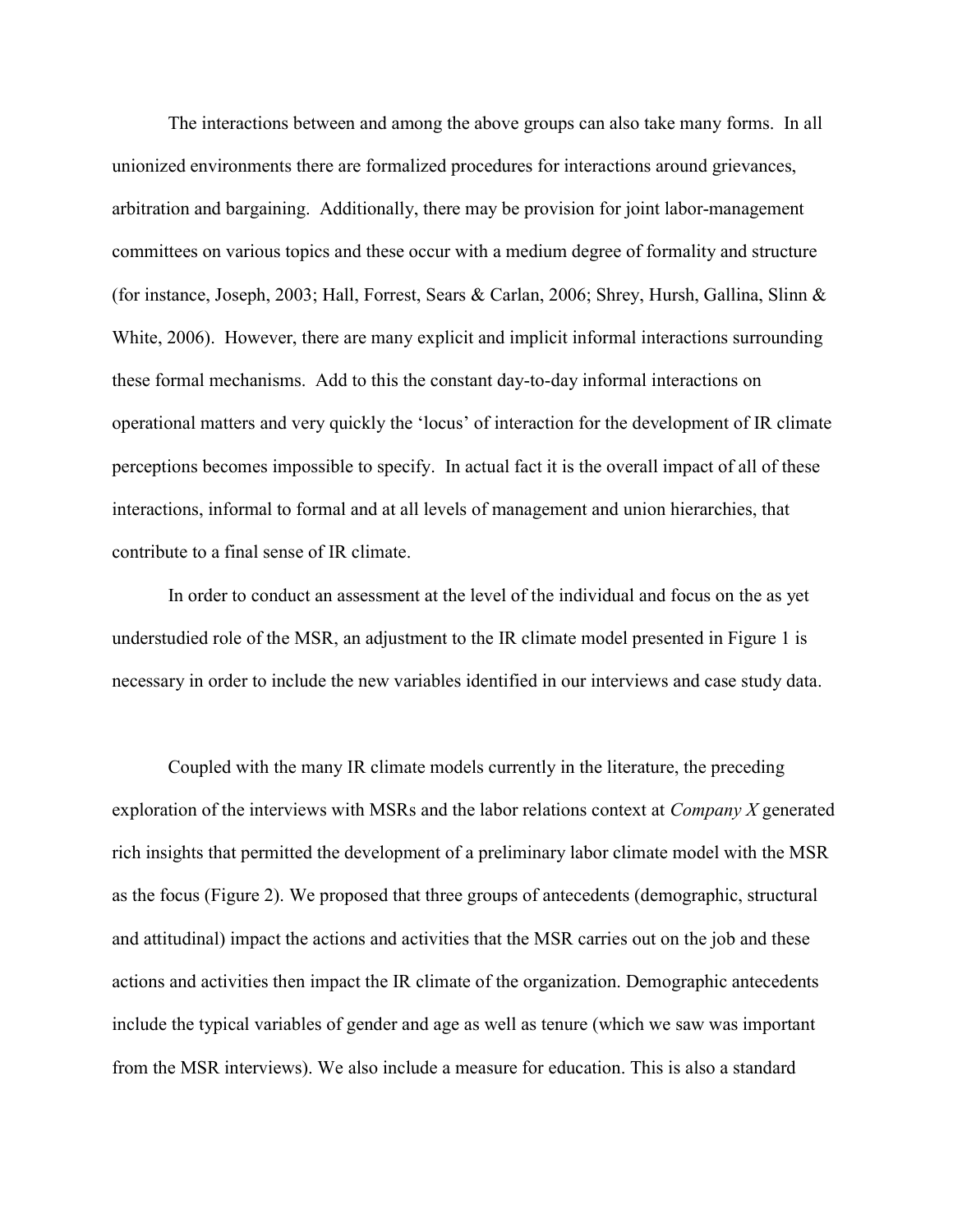The interactions between and among the above groups can also take many forms. In all unionized environments there are formalized procedures for interactions around grievances, arbitration and bargaining. Additionally, there may be provision for joint labor-management committees on various topics and these occur with a medium degree of formality and structure (for instance, Joseph, 2003; Hall, Forrest, Sears & Carlan, 2006; Shrey, Hursh, Gallina, Slinn & White, 2006). However, there are many explicit and implicit informal interactions surrounding these formal mechanisms. Add to this the constant day-to-day informal interactions on operational matters and very quickly the 'locus' of interaction for the development of IR climate perceptions becomes impossible to specify. In actual fact it is the overall impact of all of these interactions, informal to formal and at all levels of management and union hierarchies, that contribute to a final sense of IR climate.

In order to conduct an assessment at the level of the individual and focus on the as yet understudied role of the MSR, an adjustment to the IR climate model presented in Figure 1 is necessary in order to include the new variables identified in our interviews and case study data.

Coupled with the many IR climate models currently in the literature, the preceding exploration of the interviews with MSRs and the labor relations context at *Company X* generated rich insights that permitted the development of a preliminary labor climate model with the MSR as the focus (Figure 2). We proposed that three groups of antecedents (demographic, structural and attitudinal) impact the actions and activities that the MSR carries out on the job and these actions and activities then impact the IR climate of the organization. Demographic antecedents include the typical variables of gender and age as well as tenure (which we saw was important from the MSR interviews). We also include a measure for education. This is also a standard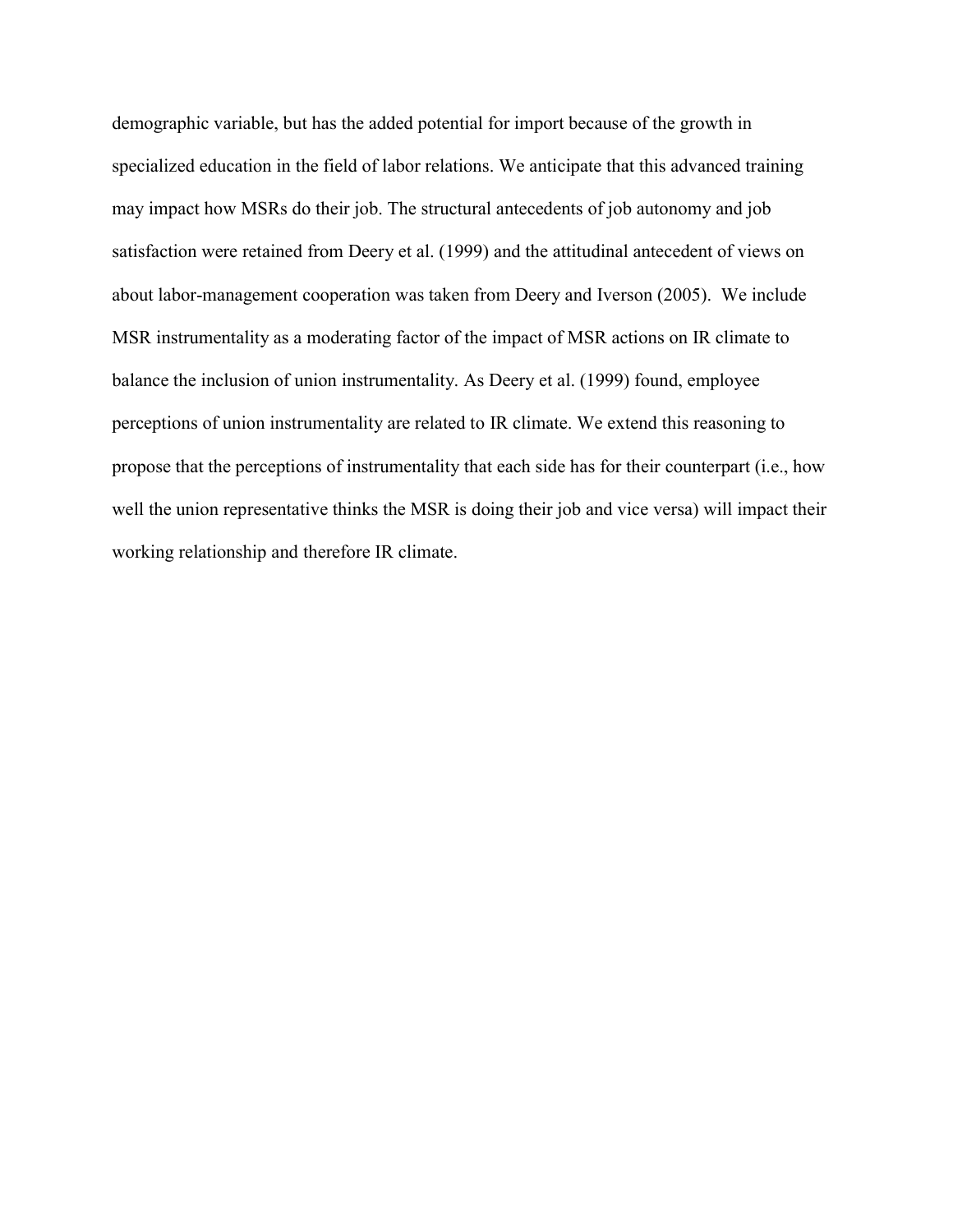demographic variable, but has the added potential for import because of the growth in specialized education in the field of labor relations. We anticipate that this advanced training may impact how MSRs do their job. The structural antecedents of job autonomy and job satisfaction were retained from Deery et al. (1999) and the attitudinal antecedent of views on about labor-management cooperation was taken from Deery and Iverson (2005). We include MSR instrumentality as a moderating factor of the impact of MSR actions on IR climate to balance the inclusion of union instrumentality. As Deery et al. (1999) found, employee perceptions of union instrumentality are related to IR climate. We extend this reasoning to propose that the perceptions of instrumentality that each side has for their counterpart (i.e., how well the union representative thinks the MSR is doing their job and vice versa) will impact their working relationship and therefore IR climate.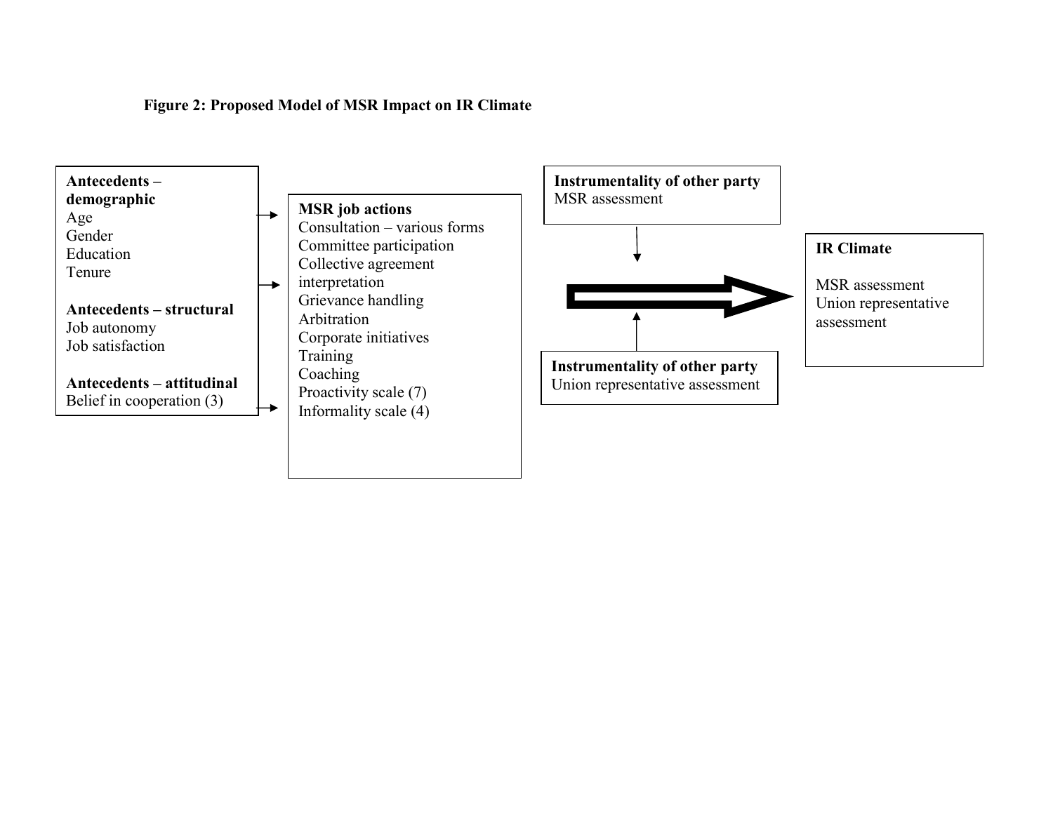**Figure 2: Proposed Model of MSR Impact on IR Climate**

**Antecedents – demographic**
Age
Gender
Education
Tenure

**Antecedents – structural**
Job autonomy
Job satisfaction

**Antecedents – attitudinal**
Belief in cooperation (3)

**MSR job actions**
Consultation – various forms
Committee participation
Collective agreement interpretation
Grievance handling
Arbitration
Corporate initiatives
Training
Coaching
Proactivity scale (7)
Informality scale (4)

**Instrumentality of other party**
MSR assessment

**Instrumentality of other party**
Union representative assessment

**IR Climate**

MSR assessment
Union representative assessment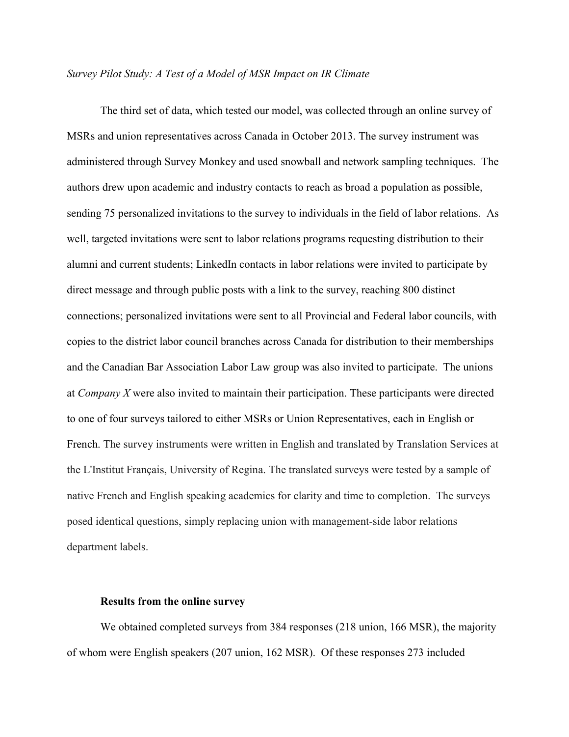*Survey Pilot Study: A Test of a Model of MSR Impact on IR Climate*

The third set of data, which tested our model, was collected through an online survey of MSRs and union representatives across Canada in October 2013. The survey instrument was administered through Survey Monkey and used snowball and network sampling techniques. The authors drew upon academic and industry contacts to reach as broad a population as possible, sending 75 personalized invitations to the survey to individuals in the field of labor relations. As well, targeted invitations were sent to labor relations programs requesting distribution to their alumni and current students; LinkedIn contacts in labor relations were invited to participate by direct message and through public posts with a link to the survey, reaching 800 distinct connections; personalized invitations were sent to all Provincial and Federal labor councils, with copies to the district labor council branches across Canada for distribution to their memberships and the Canadian Bar Association Labor Law group was also invited to participate. The unions at *Company X* were also invited to maintain their participation. These participants were directed to one of four surveys tailored to either MSRs or Union Representatives, each in English or French. The survey instruments were written in English and translated by Translation Services at the L'Institut Français, University of Regina. The translated surveys were tested by a sample of native French and English speaking academics for clarity and time to completion. The surveys posed identical questions, simply replacing union with management-side labor relations department labels.

**Results from the online survey**

We obtained completed surveys from 384 responses (218 union, 166 MSR), the majority of whom were English speakers (207 union, 162 MSR). Of these responses 273 included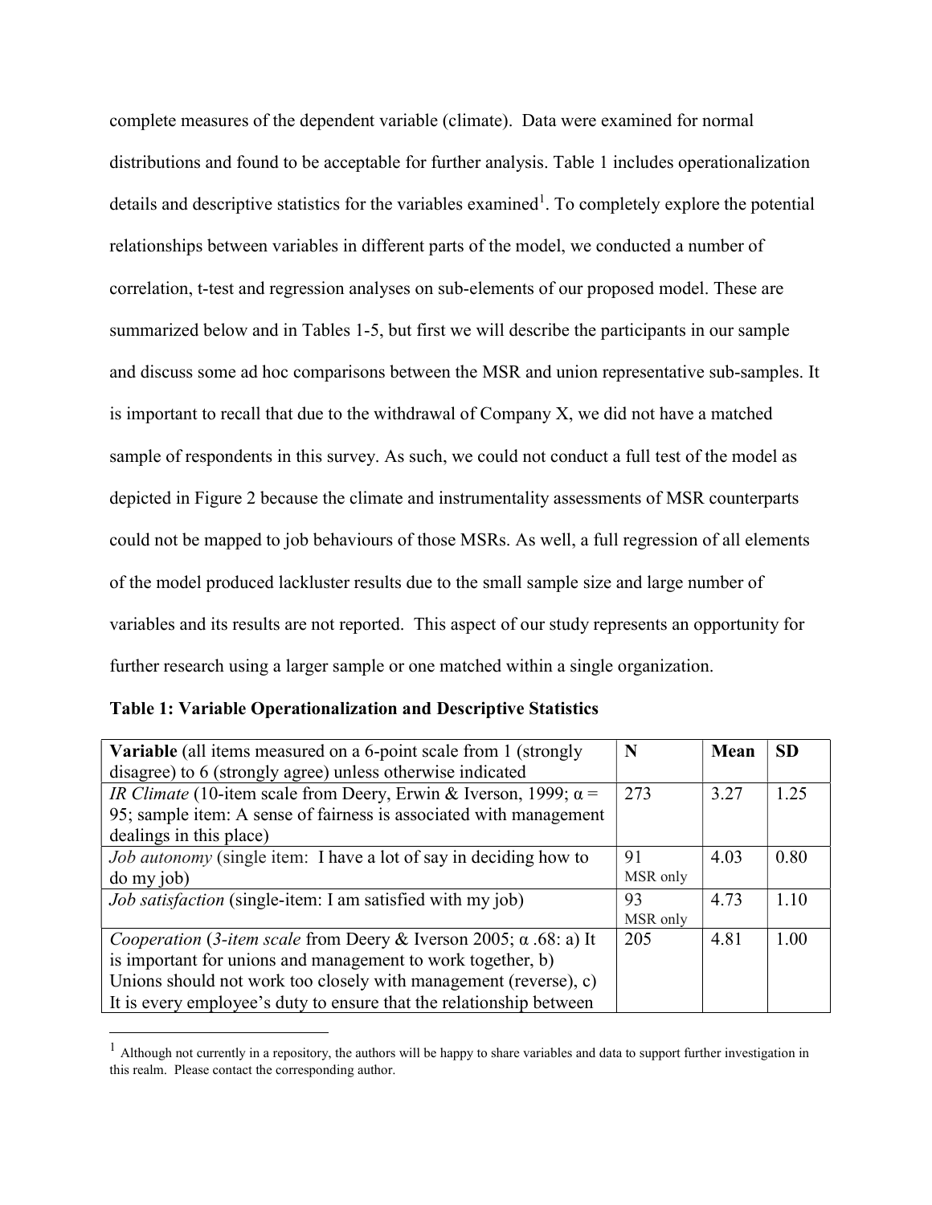complete measures of the dependent variable (climate). Data were examined for normal distributions and found to be acceptable for further analysis. Table 1 includes operationalization details and descriptive statistics for the variables examined[1]. To completely explore the potential relationships between variables in different parts of the model, we conducted a number of correlation, t-test and regression analyses on sub-elements of our proposed model. These are summarized below and in Tables 1-5, but first we will describe the participants in our sample and discuss some ad hoc comparisons between the MSR and union representative sub-samples. It is important to recall that due to the withdrawal of Company X, we did not have a matched sample of respondents in this survey. As such, we could not conduct a full test of the model as depicted in Figure 2 because the climate and instrumentality assessments of MSR counterparts could not be mapped to job behaviours of those MSRs. As well, a full regression of all elements of the model produced lackluster results due to the small sample size and large number of variables and its results are not reported. This aspect of our study represents an opportunity for further research using a larger sample or one matched within a single organization.

**Table 1: Variable Operationalization and Descriptive Statistics**

| **Variable** (all items measured on a 6-point scale from 1 (strongly disagree) to 6 (strongly agree) unless otherwise indicated | **N** | **Mean** | **SD** |
|---|---|---|---|
| *IR Climate* (10-item scale from Deery, Erwin & Iverson, 1999; α = 95; sample item: A sense of fairness is associated with management dealings in this place) | 273 | 3.27 | 1.25 |
| *Job autonomy* (single item: I have a lot of say in deciding how to do my job) | 91 MSR only | 4.03 | 0.80 |
| *Job satisfaction* (single-item: I am satisfied with my job) | 93 MSR only | 4.73 | 1.10 |
| *Cooperation* (*3-item scale* from Deery & Iverson 2005; α .68: a) It is important for unions and management to work together, b) Unions should not work too closely with management (reverse), c) It is every employee's duty to ensure that the relationship between | 205 | 4.81 | 1.00 |

[1] Although not currently in a repository, the authors will be happy to share variables and data to support further investigation in this realm. Please contact the corresponding author.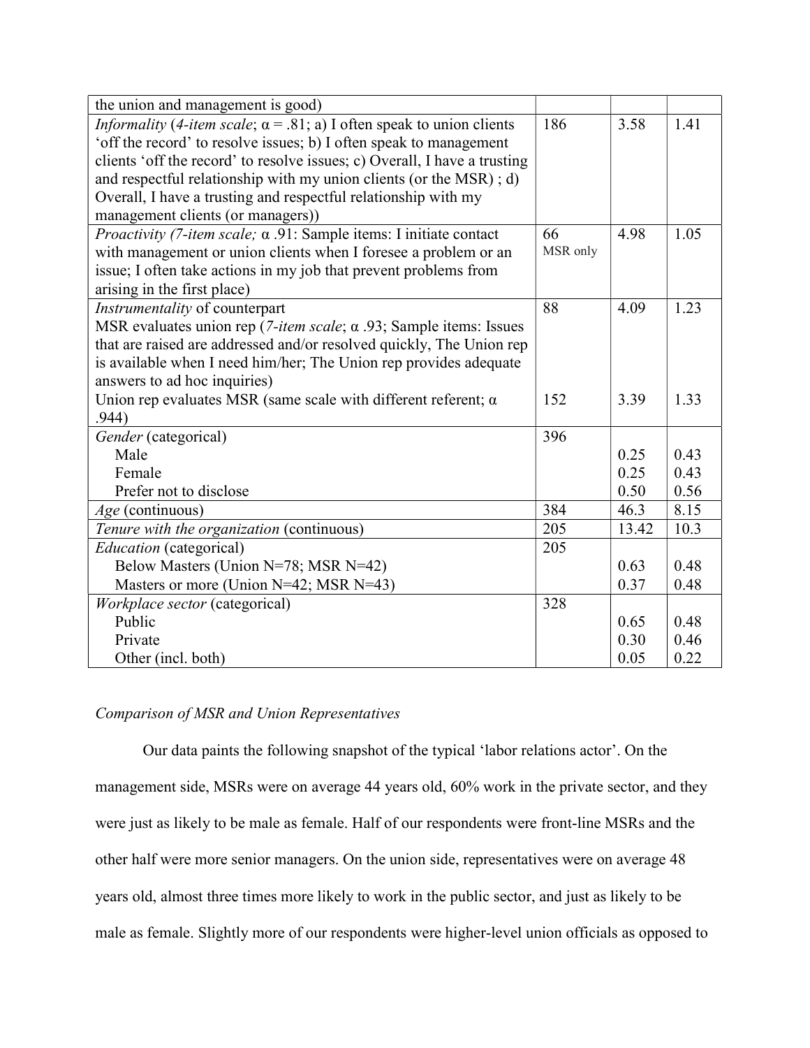| | | | |
|---|---|---|---|
| the union and management is good) | | | |
| *Informality* (*4-item scale*; α = .81; a) I often speak to union clients 'off the record' to resolve issues; b) I often speak to management clients 'off the record' to resolve issues; c) Overall, I have a trusting and respectful relationship with my union clients (or the MSR) ; d) Overall, I have a trusting and respectful relationship with my management clients (or managers)) | 186 | 3.58 | 1.41 |
| *Proactivity (7-item scale;* α .91: Sample items: I initiate contact with management or union clients when I foresee a problem or an issue; I often take actions in my job that prevent problems from arising in the first place) | 66 MSR only | 4.98 | 1.05 |
| *Instrumentality* of counterpart<br>MSR evaluates union rep (*7-item scale*; α .93; Sample items: Issues that are raised are addressed and/or resolved quickly, The Union rep is available when I need him/her; The Union rep provides adequate answers to ad hoc inquiries) | 88 | 4.09 | 1.23 |
| Union rep evaluates MSR (same scale with different referent; α .944) | 152 | 3.39 | 1.33 |
| *Gender* (categorical) | 396 | | |
| Male | | 0.25 | 0.43 |
| Female | | 0.25 | 0.43 |
| Prefer not to disclose | | 0.50 | 0.56 |
| *Age* (continuous) | 384 | 46.3 | 8.15 |
| *Tenure with the organization* (continuous) | 205 | 13.42 | 10.3 |
| *Education* (categorical) | 205 | | |
| Below Masters (Union N=78; MSR N=42) | | 0.63 | 0.48 |
| Masters or more (Union N=42; MSR N=43) | | 0.37 | 0.48 |
| *Workplace sector* (categorical) | 328 | | |
| Public | | 0.65 | 0.48 |
| Private | | 0.30 | 0.46 |
| Other (incl. both) | | 0.05 | 0.22 |

*Comparison of MSR and Union Representatives*

Our data paints the following snapshot of the typical 'labor relations actor'. On the management side, MSRs were on average 44 years old, 60% work in the private sector, and they were just as likely to be male as female. Half of our respondents were front-line MSRs and the other half were more senior managers. On the union side, representatives were on average 48 years old, almost three times more likely to work in the public sector, and just as likely to be male as female. Slightly more of our respondents were higher-level union officials as opposed to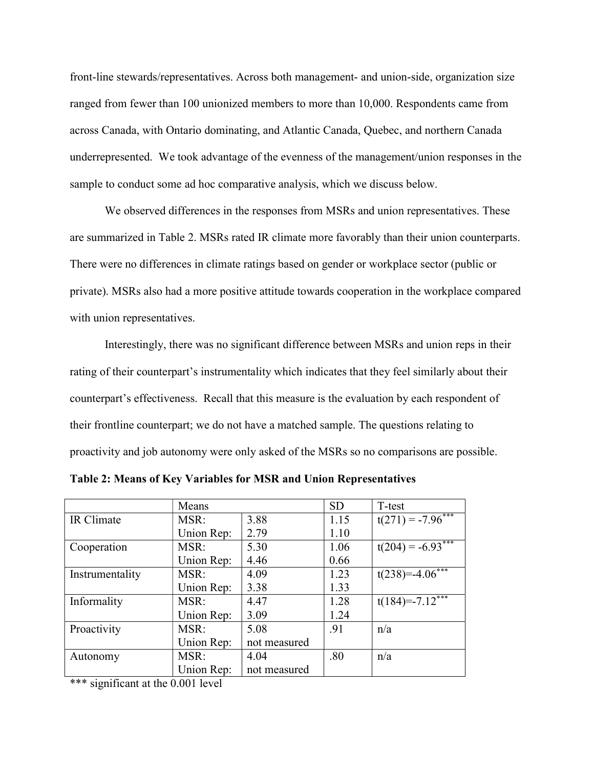front-line stewards/representatives. Across both management- and union-side, organization size ranged from fewer than 100 unionized members to more than 10,000. Respondents came from across Canada, with Ontario dominating, and Atlantic Canada, Quebec, and northern Canada underrepresented. We took advantage of the evenness of the management/union responses in the sample to conduct some ad hoc comparative analysis, which we discuss below.

We observed differences in the responses from MSRs and union representatives. These are summarized in Table 2. MSRs rated IR climate more favorably than their union counterparts. There were no differences in climate ratings based on gender or workplace sector (public or private). MSRs also had a more positive attitude towards cooperation in the workplace compared with union representatives.

Interestingly, there was no significant difference between MSRs and union reps in their rating of their counterpart's instrumentality which indicates that they feel similarly about their counterpart's effectiveness. Recall that this measure is the evaluation by each respondent of their frontline counterpart; we do not have a matched sample. The questions relating to proactivity and job autonomy were only asked of the MSRs so no comparisons are possible.

**Table 2: Means of Key Variables for MSR and Union Representatives**

| | Means | | SD | T-test |
|---|---|---|---|---|
| IR Climate | MSR: | 3.88 | 1.15 | $t(271) = -7.96^{***}$ |
| | Union Rep: | 2.79 | 1.10 | |
| Cooperation | MSR: | 5.30 | 1.06 | $t(204) = -6.93^{***}$ |
| | Union Rep: | 4.46 | 0.66 | |
| Instrumentality | MSR: | 4.09 | 1.23 | $t(238)=-4.06^{***}$ |
| | Union Rep: | 3.38 | 1.33 | |
| Informality | MSR: | 4.47 | 1.28 | $t(184)=-7.12^{***}$ |
| | Union Rep: | 3.09 | 1.24 | |
| Proactivity | MSR: | 5.08 | .91 | n/a |
| | Union Rep: | not measured | | |
| Autonomy | MSR: | 4.04 | .80 | n/a |
| | Union Rep: | not measured | | |

*** significant at the 0.001 level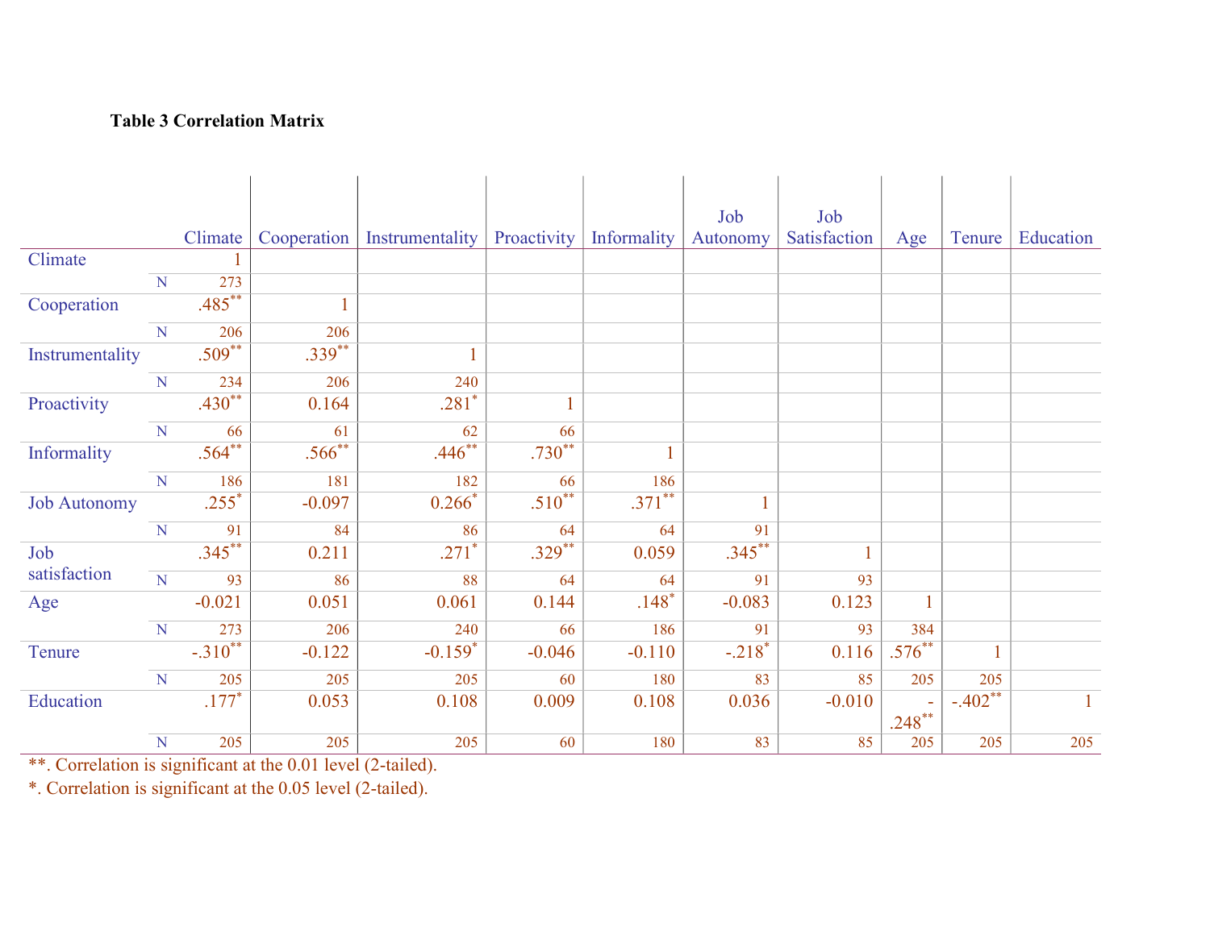**Table 3 Correlation Matrix**

| | | Climate | Cooperation | Instrumentality | Proactivity | Informality | Job Autonomy | Job Satisfaction | Age | Tenure | Education |
|---|---|---|---|---|---|---|---|---|---|---|---|
| Climate | | 1 | | | | | | | | | |
| | N | 273 | | | | | | | | | |
| Cooperation | | .485** | 1 | | | | | | | | |
| | N | 206 | 206 | | | | | | | | |
| Instrumentality | | .509** | .339** | 1 | | | | | | | |
| | N | 234 | 206 | 240 | | | | | | | |
| Proactivity | | .430** | 0.164 | .281* | 1 | | | | | | |
| | N | 66 | 61 | 62 | 66 | | | | | | |
| Informality | | .564** | .566** | .446** | .730** | 1 | | | | | |
| | N | 186 | 181 | 182 | 66 | 186 | | | | | |
| Job Autonomy | | .255* | -0.097 | 0.266* | .510** | .371** | 1 | | | | |
| | N | 91 | 84 | 86 | 64 | 64 | 91 | | | | |
| Job satisfaction | | .345** | 0.211 | .271* | .329** | 0.059 | .345** | 1 | | | |
| | N | 93 | 86 | 88 | 64 | 64 | 91 | 93 | | | |
| Age | | -0.021 | 0.051 | 0.061 | 0.144 | .148* | -0.083 | 0.123 | 1 | | |
| | N | 273 | 206 | 240 | 66 | 186 | 91 | 93 | 384 | | |
| Tenure | | -.310** | -0.122 | -0.159* | -0.046 | -0.110 | -.218* | 0.116 | .576** | 1 | |
| | N | 205 | 205 | 205 | 60 | 180 | 83 | 85 | 205 | 205 | |
| Education | | .177* | 0.053 | 0.108 | 0.009 | 0.108 | 0.036 | -0.010 | -.248** | -.402** | 1 |
| | N | 205 | 205 | 205 | 60 | 180 | 83 | 85 | 205 | 205 | 205 |

**. Correlation is significant at the 0.01 level (2-tailed).

*. Correlation is significant at the 0.05 level (2-tailed).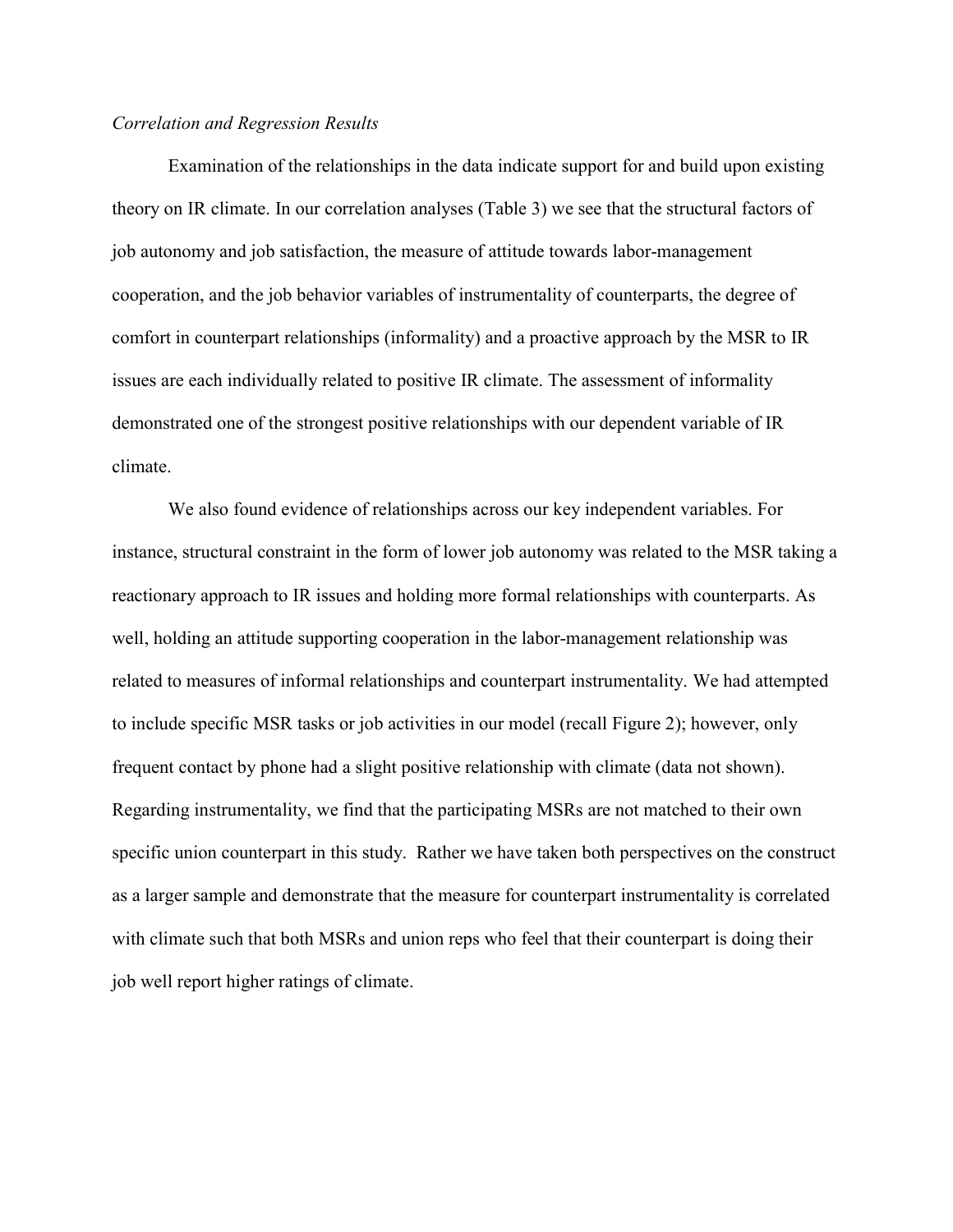*Correlation and Regression Results*

Examination of the relationships in the data indicate support for and build upon existing theory on IR climate. In our correlation analyses (Table 3) we see that the structural factors of job autonomy and job satisfaction, the measure of attitude towards labor-management cooperation, and the job behavior variables of instrumentality of counterparts, the degree of comfort in counterpart relationships (informality) and a proactive approach by the MSR to IR issues are each individually related to positive IR climate. The assessment of informality demonstrated one of the strongest positive relationships with our dependent variable of IR climate.

We also found evidence of relationships across our key independent variables. For instance, structural constraint in the form of lower job autonomy was related to the MSR taking a reactionary approach to IR issues and holding more formal relationships with counterparts. As well, holding an attitude supporting cooperation in the labor-management relationship was related to measures of informal relationships and counterpart instrumentality. We had attempted to include specific MSR tasks or job activities in our model (recall Figure 2); however, only frequent contact by phone had a slight positive relationship with climate (data not shown). Regarding instrumentality, we find that the participating MSRs are not matched to their own specific union counterpart in this study. Rather we have taken both perspectives on the construct as a larger sample and demonstrate that the measure for counterpart instrumentality is correlated with climate such that both MSRs and union reps who feel that their counterpart is doing their job well report higher ratings of climate.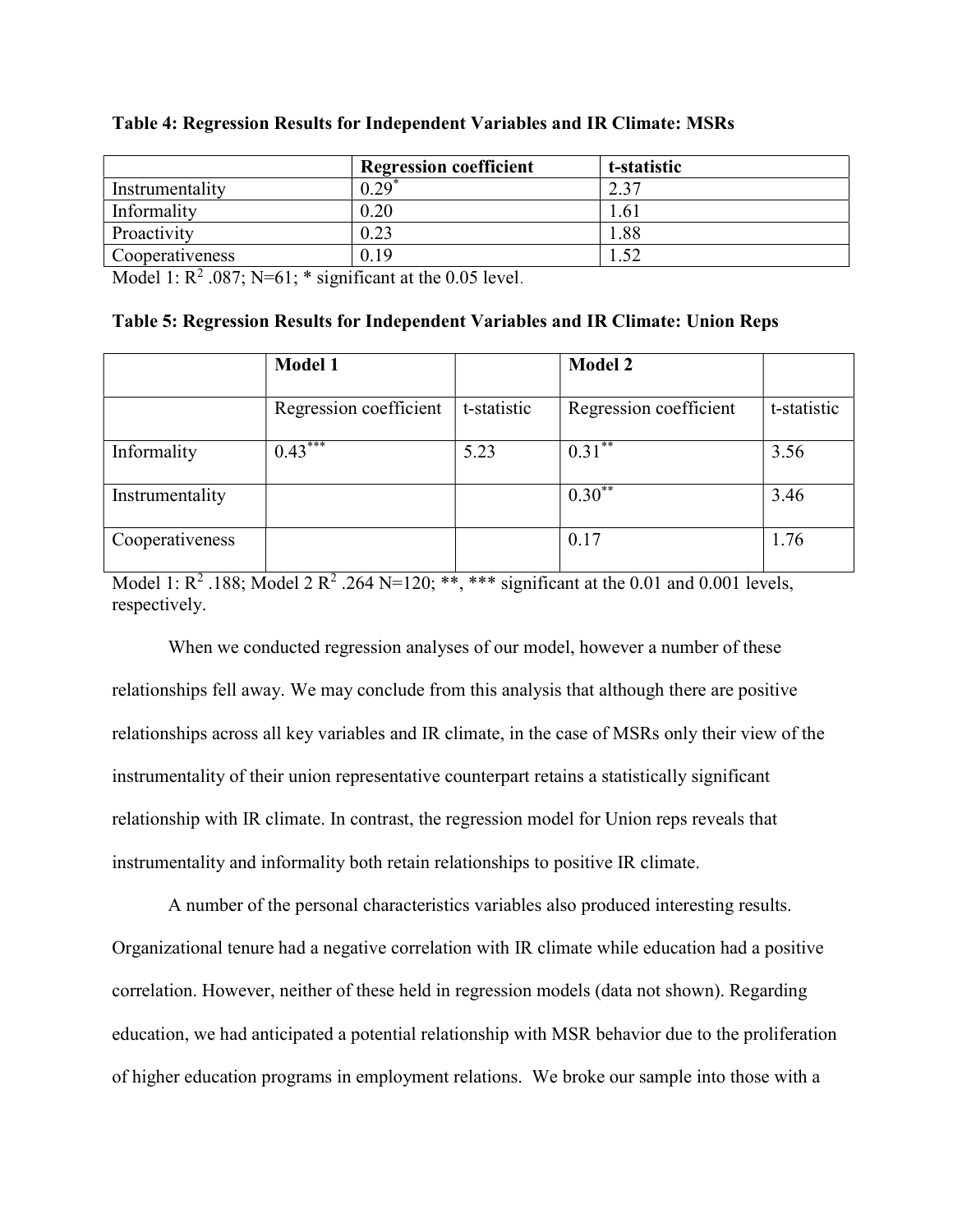**Table 4: Regression Results for Independent Variables and IR Climate: MSRs**

| | Regression coefficient | t-statistic |
|---|---|---|
| Instrumentality | $0.29^{*}$ | 2.37 |
| Informality | 0.20 | 1.61 |
| Proactivity | 0.23 | 1.88 |
| Cooperativeness | 0.19 | 1.52 |

Model 1: $R^2$ .087; N=61; * significant at the 0.05 level.

**Table 5: Regression Results for Independent Variables and IR Climate: Union Reps**

| | Model 1 | | Model 2 | |
|---|---|---|---|---|
| | Regression coefficient | t-statistic | Regression coefficient | t-statistic |
| Informality | $0.43^{***}$ | 5.23 | $0.31^{**}$ | 3.56 |
| Instrumentality | | | $0.30^{**}$ | 3.46 |
| Cooperativeness | | | 0.17 | 1.76 |

Model 1: $R^2$ .188; Model 2 $R^2$ .264 N=120; **, *** significant at the 0.01 and 0.001 levels, respectively.

When we conducted regression analyses of our model, however a number of these relationships fell away. We may conclude from this analysis that although there are positive relationships across all key variables and IR climate, in the case of MSRs only their view of the instrumentality of their union representative counterpart retains a statistically significant relationship with IR climate. In contrast, the regression model for Union reps reveals that instrumentality and informality both retain relationships to positive IR climate.

A number of the personal characteristics variables also produced interesting results. Organizational tenure had a negative correlation with IR climate while education had a positive correlation. However, neither of these held in regression models (data not shown). Regarding education, we had anticipated a potential relationship with MSR behavior due to the proliferation of higher education programs in employment relations. We broke our sample into those with a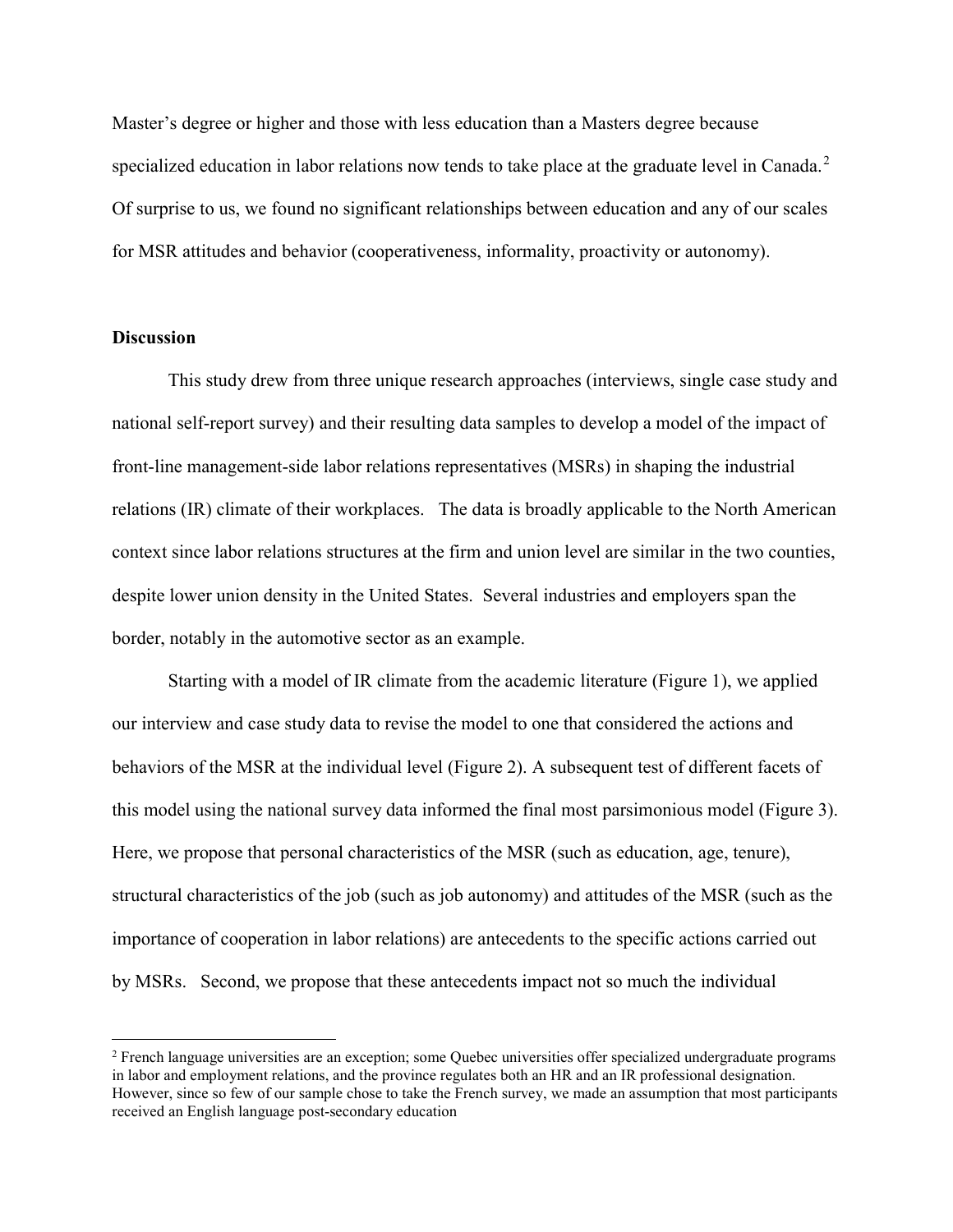Master's degree or higher and those with less education than a Masters degree because specialized education in labor relations now tends to take place at the graduate level in Canada.[2] Of surprise to us, we found no significant relationships between education and any of our scales for MSR attitudes and behavior (cooperativeness, informality, proactivity or autonomy).

**Discussion**

This study drew from three unique research approaches (interviews, single case study and national self-report survey) and their resulting data samples to develop a model of the impact of front-line management-side labor relations representatives (MSRs) in shaping the industrial relations (IR) climate of their workplaces. The data is broadly applicable to the North American context since labor relations structures at the firm and union level are similar in the two counties, despite lower union density in the United States. Several industries and employers span the border, notably in the automotive sector as an example.

Starting with a model of IR climate from the academic literature (Figure 1), we applied our interview and case study data to revise the model to one that considered the actions and behaviors of the MSR at the individual level (Figure 2). A subsequent test of different facets of this model using the national survey data informed the final most parsimonious model (Figure 3). Here, we propose that personal characteristics of the MSR (such as education, age, tenure), structural characteristics of the job (such as job autonomy) and attitudes of the MSR (such as the importance of cooperation in labor relations) are antecedents to the specific actions carried out by MSRs. Second, we propose that these antecedents impact not so much the individual

[2] French language universities are an exception; some Quebec universities offer specialized undergraduate programs in labor and employment relations, and the province regulates both an HR and an IR professional designation. However, since so few of our sample chose to take the French survey, we made an assumption that most participants received an English language post-secondary education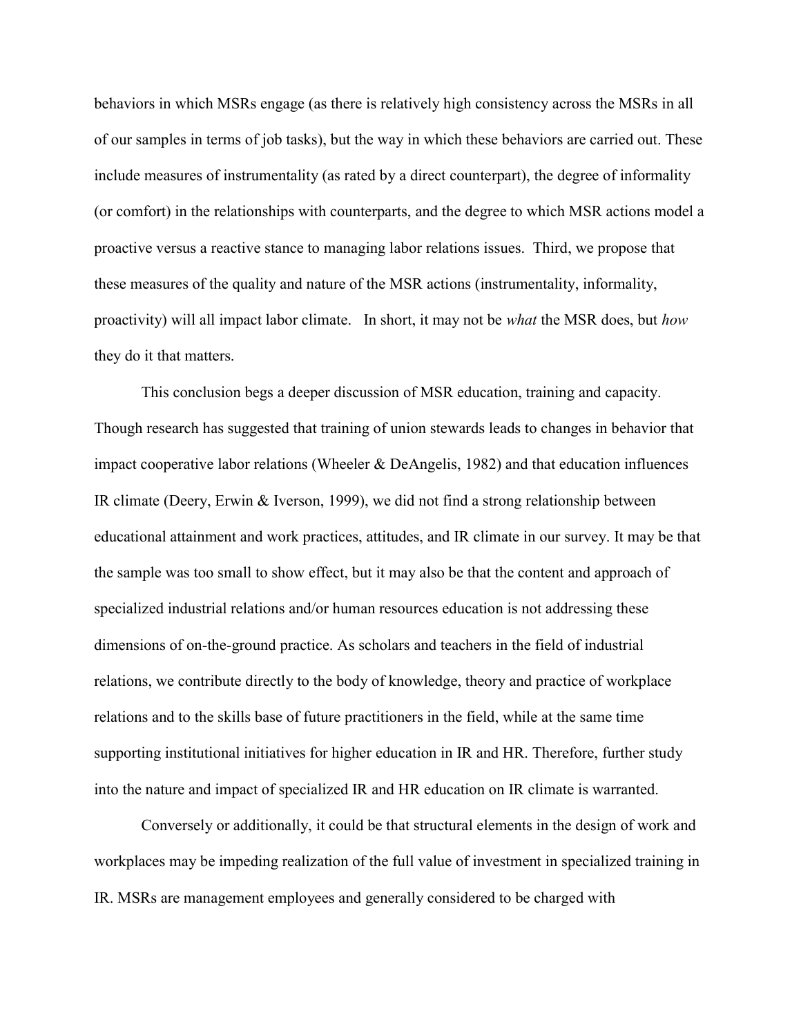behaviors in which MSRs engage (as there is relatively high consistency across the MSRs in all of our samples in terms of job tasks), but the way in which these behaviors are carried out. These include measures of instrumentality (as rated by a direct counterpart), the degree of informality (or comfort) in the relationships with counterparts, and the degree to which MSR actions model a proactive versus a reactive stance to managing labor relations issues. Third, we propose that these measures of the quality and nature of the MSR actions (instrumentality, informality, proactivity) will all impact labor climate. In short, it may not be *what* the MSR does, but *how* they do it that matters.

This conclusion begs a deeper discussion of MSR education, training and capacity. Though research has suggested that training of union stewards leads to changes in behavior that impact cooperative labor relations (Wheeler & DeAngelis, 1982) and that education influences IR climate (Deery, Erwin & Iverson, 1999), we did not find a strong relationship between educational attainment and work practices, attitudes, and IR climate in our survey. It may be that the sample was too small to show effect, but it may also be that the content and approach of specialized industrial relations and/or human resources education is not addressing these dimensions of on-the-ground practice. As scholars and teachers in the field of industrial relations, we contribute directly to the body of knowledge, theory and practice of workplace relations and to the skills base of future practitioners in the field, while at the same time supporting institutional initiatives for higher education in IR and HR. Therefore, further study into the nature and impact of specialized IR and HR education on IR climate is warranted.

Conversely or additionally, it could be that structural elements in the design of work and workplaces may be impeding realization of the full value of investment in specialized training in IR. MSRs are management employees and generally considered to be charged with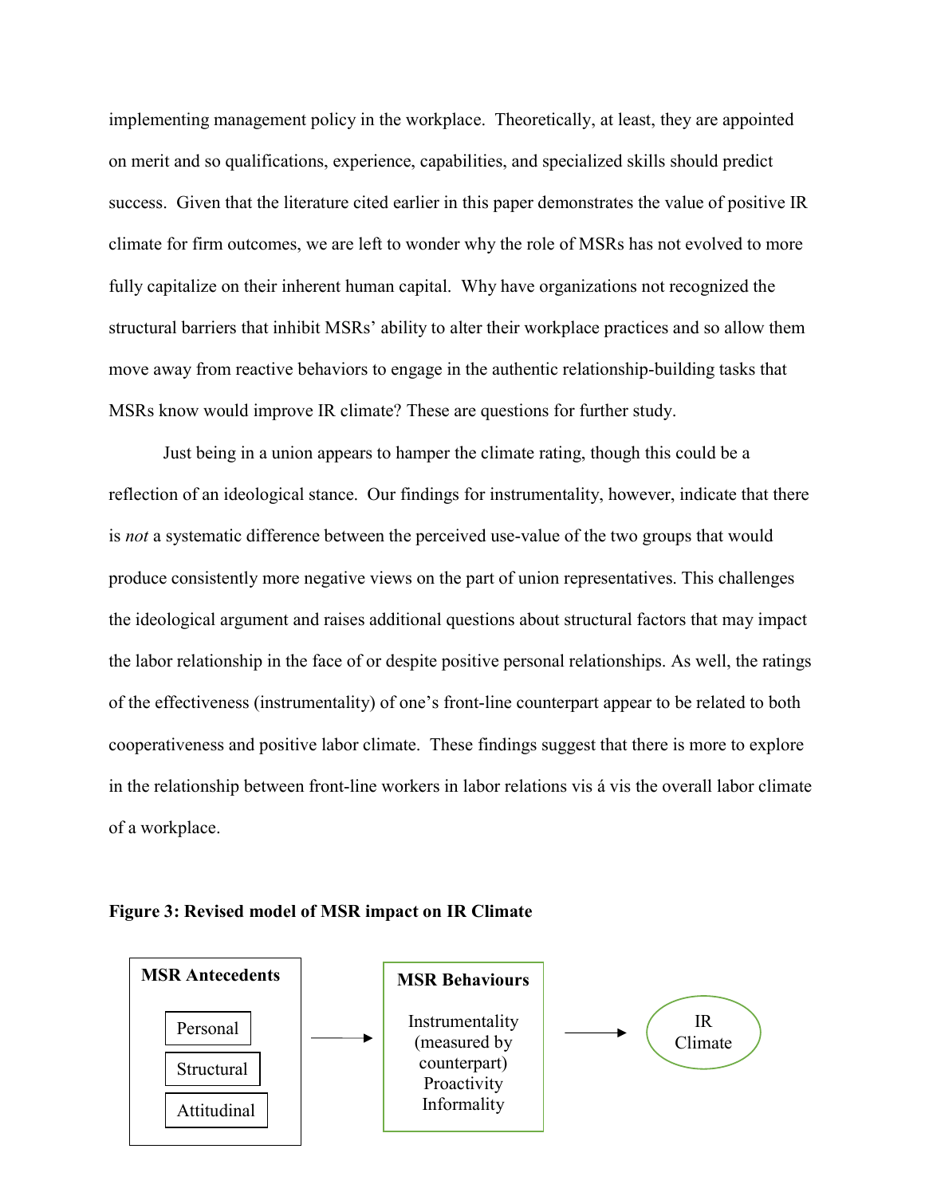implementing management policy in the workplace. Theoretically, at least, they are appointed on merit and so qualifications, experience, capabilities, and specialized skills should predict success. Given that the literature cited earlier in this paper demonstrates the value of positive IR climate for firm outcomes, we are left to wonder why the role of MSRs has not evolved to more fully capitalize on their inherent human capital. Why have organizations not recognized the structural barriers that inhibit MSRs' ability to alter their workplace practices and so allow them move away from reactive behaviors to engage in the authentic relationship-building tasks that MSRs know would improve IR climate? These are questions for further study.

Just being in a union appears to hamper the climate rating, though this could be a reflection of an ideological stance. Our findings for instrumentality, however, indicate that there is *not* a systematic difference between the perceived use-value of the two groups that would produce consistently more negative views on the part of union representatives. This challenges the ideological argument and raises additional questions about structural factors that may impact the labor relationship in the face of or despite positive personal relationships. As well, the ratings of the effectiveness (instrumentality) of one's front-line counterpart appear to be related to both cooperativeness and positive labor climate. These findings suggest that there is more to explore in the relationship between front-line workers in labor relations vis á vis the overall labor climate of a workplace.

**Figure 3: Revised model of MSR impact on IR Climate**

**MSR Antecedents**
- Personal
- Structural
- Attitudinal

→

**MSR Behaviours**
- Instrumentality (measured by counterpart)
- Proactivity
- Informality

→

IR Climate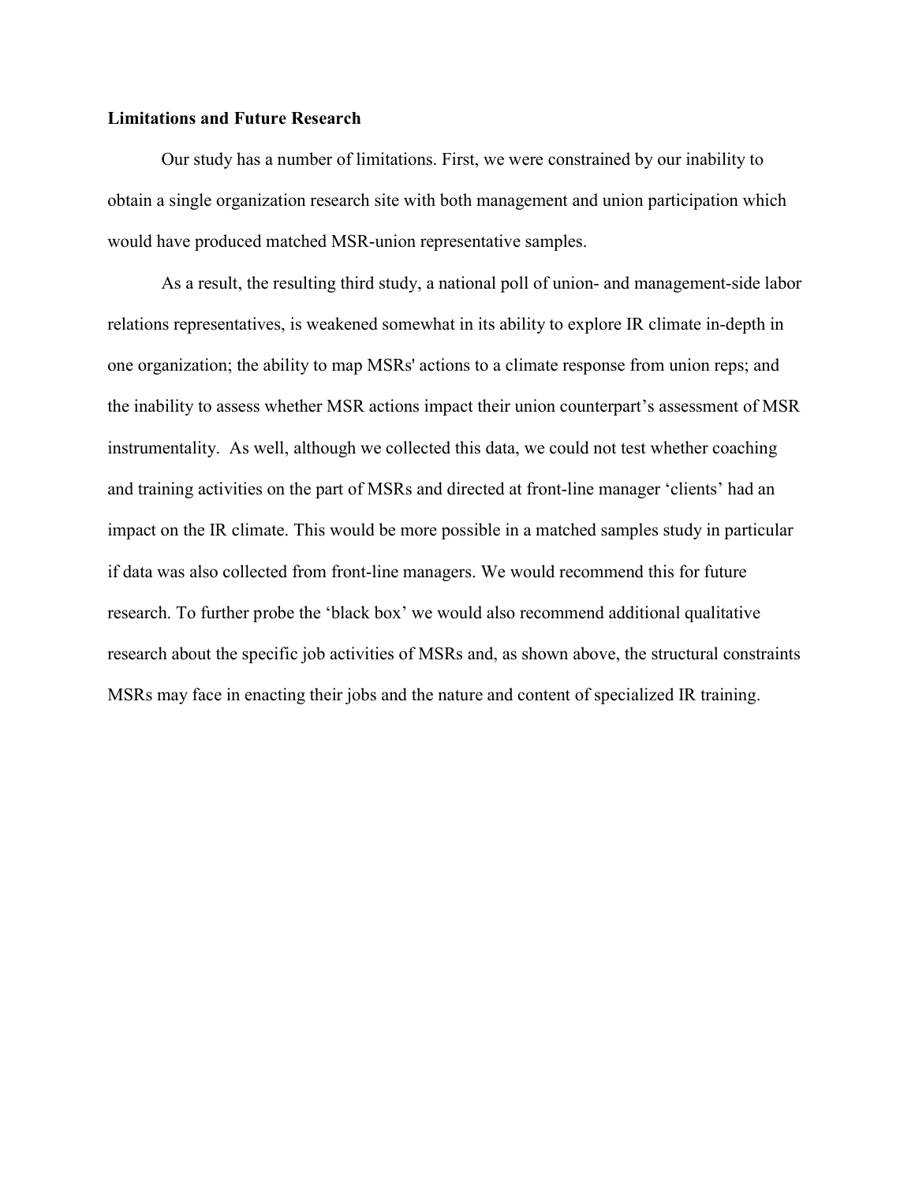**Limitations and Future Research**

Our study has a number of limitations. First, we were constrained by our inability to obtain a single organization research site with both management and union participation which would have produced matched MSR-union representative samples.

As a result, the resulting third study, a national poll of union- and management-side labor relations representatives, is weakened somewhat in its ability to explore IR climate in-depth in one organization; the ability to map MSRs' actions to a climate response from union reps; and the inability to assess whether MSR actions impact their union counterpart's assessment of MSR instrumentality. As well, although we collected this data, we could not test whether coaching and training activities on the part of MSRs and directed at front-line manager 'clients' had an impact on the IR climate. This would be more possible in a matched samples study in particular if data was also collected from front-line managers. We would recommend this for future research. To further probe the 'black box' we would also recommend additional qualitative research about the specific job activities of MSRs and, as shown above, the structural constraints MSRs may face in enacting their jobs and the nature and content of specialized IR training.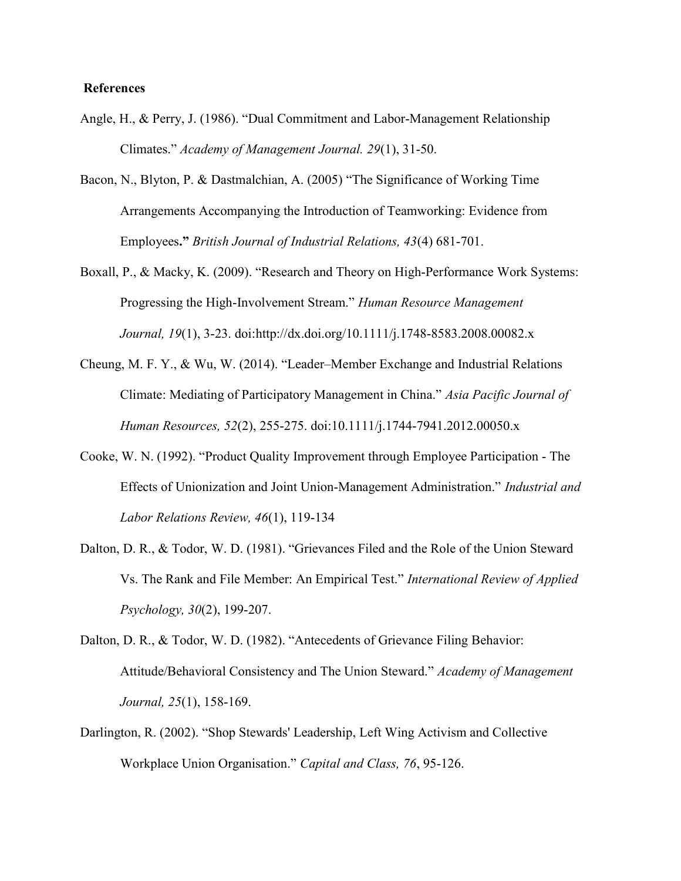**References**

Angle, H., & Perry, J. (1986). "Dual Commitment and Labor-Management Relationship Climates." *Academy of Management Journal. 29*(1), 31-50.

Bacon, N., Blyton, P. & Dastmalchian, A. (2005) "The Significance of Working Time Arrangements Accompanying the Introduction of Teamworking: Evidence from Employees**."** *British Journal of Industrial Relations, 43*(4) 681-701.

Boxall, P., & Macky, K. (2009). "Research and Theory on High-Performance Work Systems: Progressing the High-Involvement Stream." *Human Resource Management Journal, 19*(1), 3-23. doi:http://dx.doi.org/10.1111/j.1748-8583.2008.00082.x

Cheung, M. F. Y., & Wu, W. (2014). "Leader–Member Exchange and Industrial Relations Climate: Mediating of Participatory Management in China." *Asia Pacific Journal of Human Resources, 52*(2), 255-275. doi:10.1111/j.1744-7941.2012.00050.x

Cooke, W. N. (1992). "Product Quality Improvement through Employee Participation - The Effects of Unionization and Joint Union-Management Administration." *Industrial and Labor Relations Review, 46*(1), 119-134

Dalton, D. R., & Todor, W. D. (1981). "Grievances Filed and the Role of the Union Steward Vs. The Rank and File Member: An Empirical Test." *International Review of Applied Psychology, 30*(2), 199-207.

Dalton, D. R., & Todor, W. D. (1982). "Antecedents of Grievance Filing Behavior: Attitude/Behavioral Consistency and The Union Steward." *Academy of Management Journal, 25*(1), 158-169.

Darlington, R. (2002). "Shop Stewards' Leadership, Left Wing Activism and Collective Workplace Union Organisation." *Capital and Class, 76*, 95-126.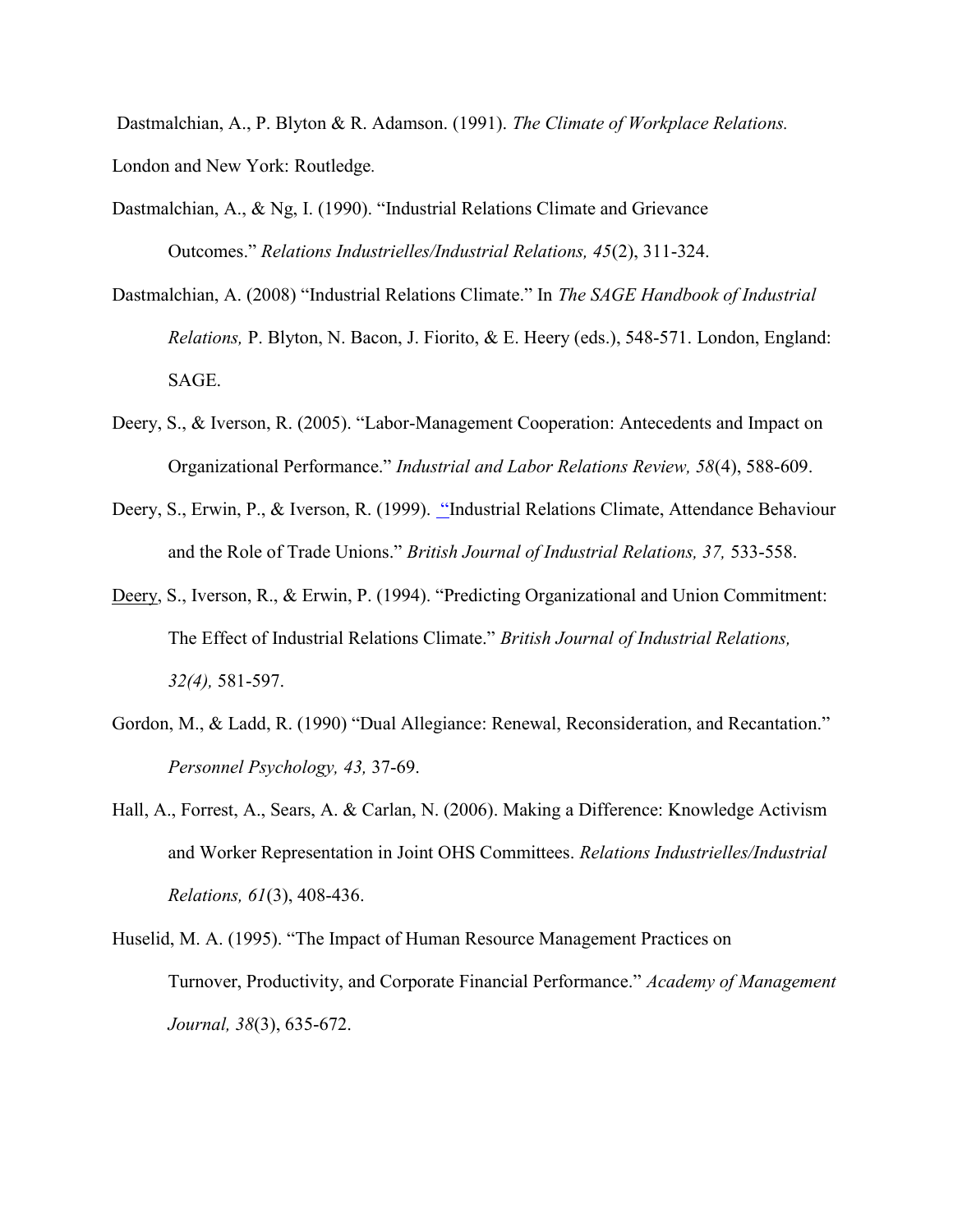Dastmalchian, A., P. Blyton & R. Adamson. (1991). *The Climate of Workplace Relations.* London and New York: Routledge.

Dastmalchian, A., & Ng, I. (1990). "Industrial Relations Climate and Grievance Outcomes." *Relations Industrielles/Industrial Relations, 45*(2), 311-324.

Dastmalchian, A. (2008) "Industrial Relations Climate." In *The SAGE Handbook of Industrial Relations,* P. Blyton, N. Bacon, J. Fiorito, & E. Heery (eds.), 548-571. London, England: SAGE.

Deery, S., & Iverson, R. (2005). "Labor-Management Cooperation: Antecedents and Impact on Organizational Performance." *Industrial and Labor Relations Review, 58*(4), 588-609.

Deery, S., Erwin, P., & Iverson, R. (1999). "Industrial Relations Climate, Attendance Behaviour and the Role of Trade Unions." *British Journal of Industrial Relations, 37,* 533-558.

Deery, S., Iverson, R., & Erwin, P. (1994). "Predicting Organizational and Union Commitment: The Effect of Industrial Relations Climate." *British Journal of Industrial Relations, 32(4),* 581-597.

Gordon, M., & Ladd, R. (1990) "Dual Allegiance: Renewal, Reconsideration, and Recantation." *Personnel Psychology, 43,* 37-69.

Hall, A., Forrest, A., Sears, A. & Carlan, N. (2006). Making a Difference: Knowledge Activism and Worker Representation in Joint OHS Committees. *Relations Industrielles/Industrial Relations, 61*(3), 408-436.

Huselid, M. A. (1995). "The Impact of Human Resource Management Practices on Turnover, Productivity, and Corporate Financial Performance." *Academy of Management Journal, 38*(3), 635-672.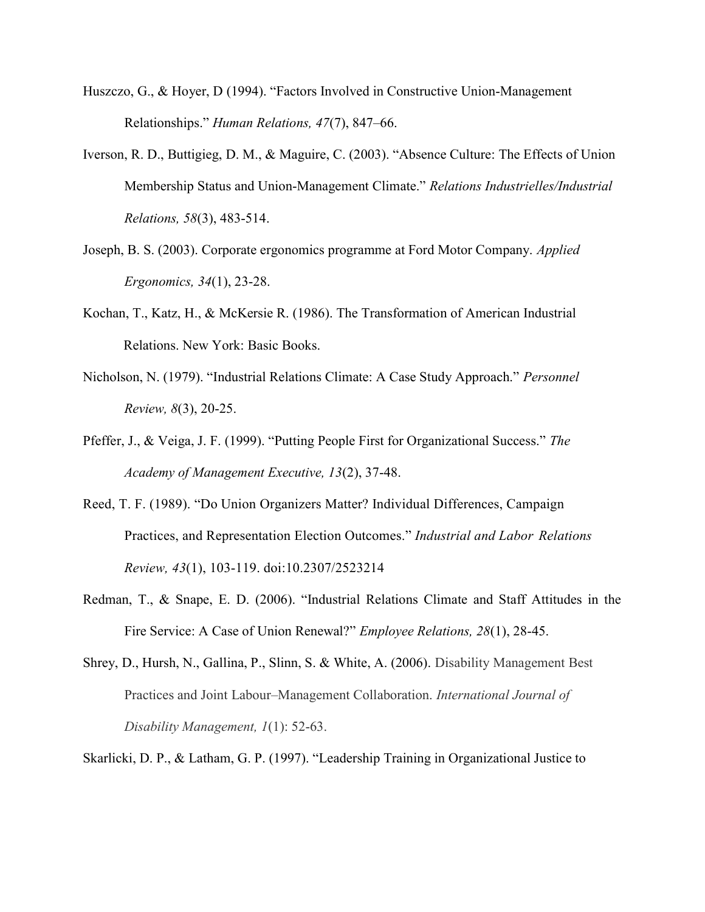Huszczo, G., & Hoyer, D (1994). "Factors Involved in Constructive Union-Management Relationships." *Human Relations, 47*(7), 847–66.

Iverson, R. D., Buttigieg, D. M., & Maguire, C. (2003). "Absence Culture: The Effects of Union Membership Status and Union-Management Climate." *Relations Industrielles/Industrial Relations, 58*(3), 483-514.

Joseph, B. S. (2003). Corporate ergonomics programme at Ford Motor Company. *Applied Ergonomics, 34*(1), 23-28.

Kochan, T., Katz, H., & McKersie R. (1986). The Transformation of American Industrial Relations. New York: Basic Books.

Nicholson, N. (1979). "Industrial Relations Climate: A Case Study Approach." *Personnel Review, 8*(3), 20-25.

Pfeffer, J., & Veiga, J. F. (1999). "Putting People First for Organizational Success." *The Academy of Management Executive, 13*(2), 37-48.

Reed, T. F. (1989). "Do Union Organizers Matter? Individual Differences, Campaign Practices, and Representation Election Outcomes." *Industrial and Labor Relations Review, 43*(1), 103-119. doi:10.2307/2523214

Redman, T., & Snape, E. D. (2006). "Industrial Relations Climate and Staff Attitudes in the Fire Service: A Case of Union Renewal?" *Employee Relations, 28*(1), 28-45.

Shrey, D., Hursh, N., Gallina, P., Slinn, S. & White, A. (2006). Disability Management Best Practices and Joint Labour–Management Collaboration. *International Journal of Disability Management, 1*(1): 52-63.

Skarlicki, D. P., & Latham, G. P. (1997). "Leadership Training in Organizational Justice to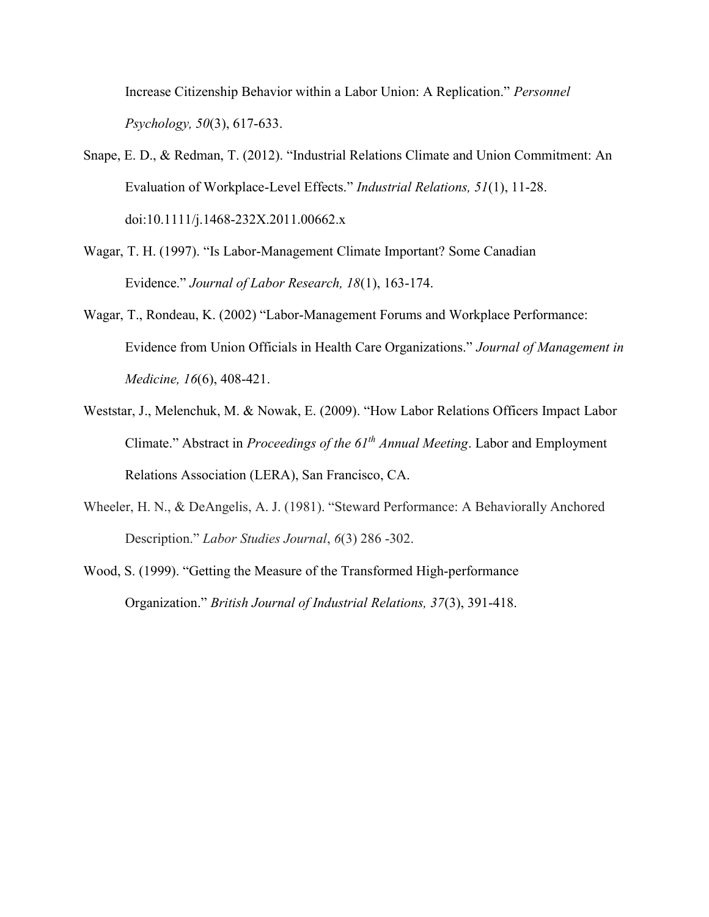Increase Citizenship Behavior within a Labor Union: A Replication." *Personnel Psychology, 50*(3), 617-633.

Snape, E. D., & Redman, T. (2012). "Industrial Relations Climate and Union Commitment: An Evaluation of Workplace-Level Effects." *Industrial Relations, 51*(1), 11-28. doi:10.1111/j.1468-232X.2011.00662.x

Wagar, T. H. (1997). "Is Labor-Management Climate Important? Some Canadian Evidence." *Journal of Labor Research, 18*(1), 163-174.

Wagar, T., Rondeau, K. (2002) "Labor-Management Forums and Workplace Performance: Evidence from Union Officials in Health Care Organizations." *Journal of Management in Medicine, 16*(6), 408-421.

Weststar, J., Melenchuk, M. & Nowak, E. (2009). "How Labor Relations Officers Impact Labor Climate." Abstract in *Proceedings of the 61th Annual Meeting*. Labor and Employment Relations Association (LERA), San Francisco, CA.

Wheeler, H. N., & DeAngelis, A. J. (1981). "Steward Performance: A Behaviorally Anchored Description." *Labor Studies Journal*, *6*(3) 286 -302.

Wood, S. (1999). "Getting the Measure of the Transformed High-performance Organization." *British Journal of Industrial Relations, 37*(3), 391-418.